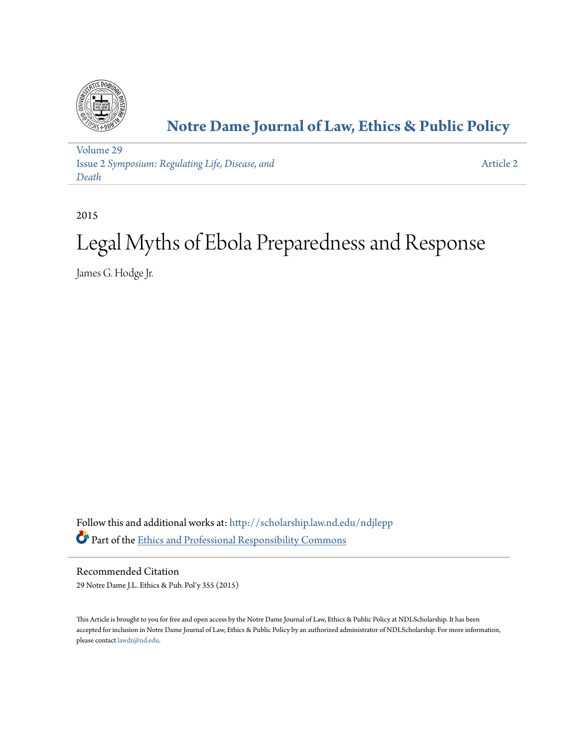# Notre Dame Journal of Law, Ethics & Public Policy

Volume 29
Issue 2 *Symposium: Regulating Life, Disease, and Death*

Article 2

2015

# Legal Myths of Ebola Preparedness and Response

James G. Hodge Jr.

Follow this and additional works at: http://scholarship.law.nd.edu/ndjlepp

Part of the Ethics and Professional Responsibility Commons

## Recommended Citation

29 Notre Dame J.L. Ethics & Pub. Pol'y 355 (2015)

This Article is brought to you for free and open access by the Notre Dame Journal of Law, Ethics & Public Policy at NDLScholarship. It has been accepted for inclusion in Notre Dame Journal of Law, Ethics & Public Policy by an authorized administrator of NDLScholarship. For more information, please contact lawdr@nd.edu.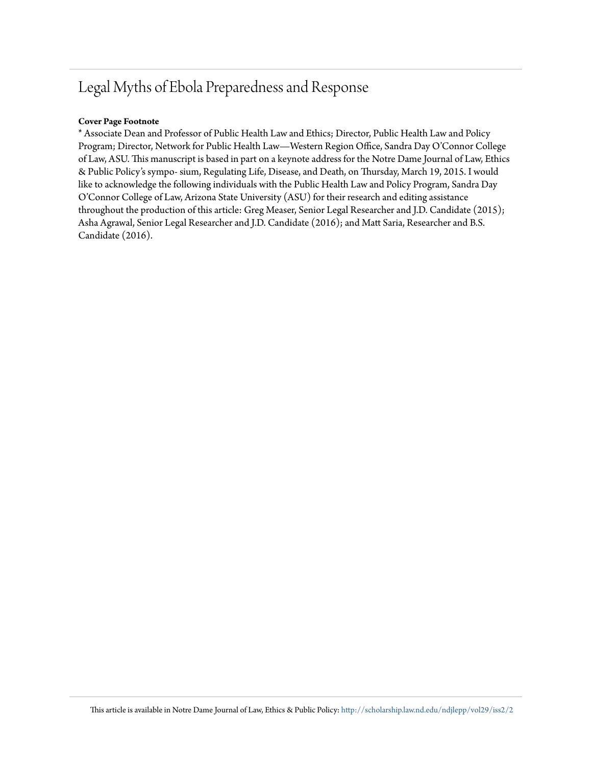# Legal Myths of Ebola Preparedness and Response

**Cover Page Footnote**

* Associate Dean and Professor of Public Health Law and Ethics; Director, Public Health Law and Policy Program; Director, Network for Public Health Law—Western Region Office, Sandra Day O'Connor College of Law, ASU. This manuscript is based in part on a keynote address for the Notre Dame Journal of Law, Ethics & Public Policy's sympo- sium, Regulating Life, Disease, and Death, on Thursday, March 19, 2015. I would like to acknowledge the following individuals with the Public Health Law and Policy Program, Sandra Day O'Connor College of Law, Arizona State University (ASU) for their research and editing assistance throughout the production of this article: Greg Measer, Senior Legal Researcher and J.D. Candidate (2015); Asha Agrawal, Senior Legal Researcher and J.D. Candidate (2016); and Matt Saria, Researcher and B.S. Candidate (2016).

This article is available in Notre Dame Journal of Law, Ethics & Public Policy: http://scholarship.law.nd.edu/ndjlepp/vol29/iss2/2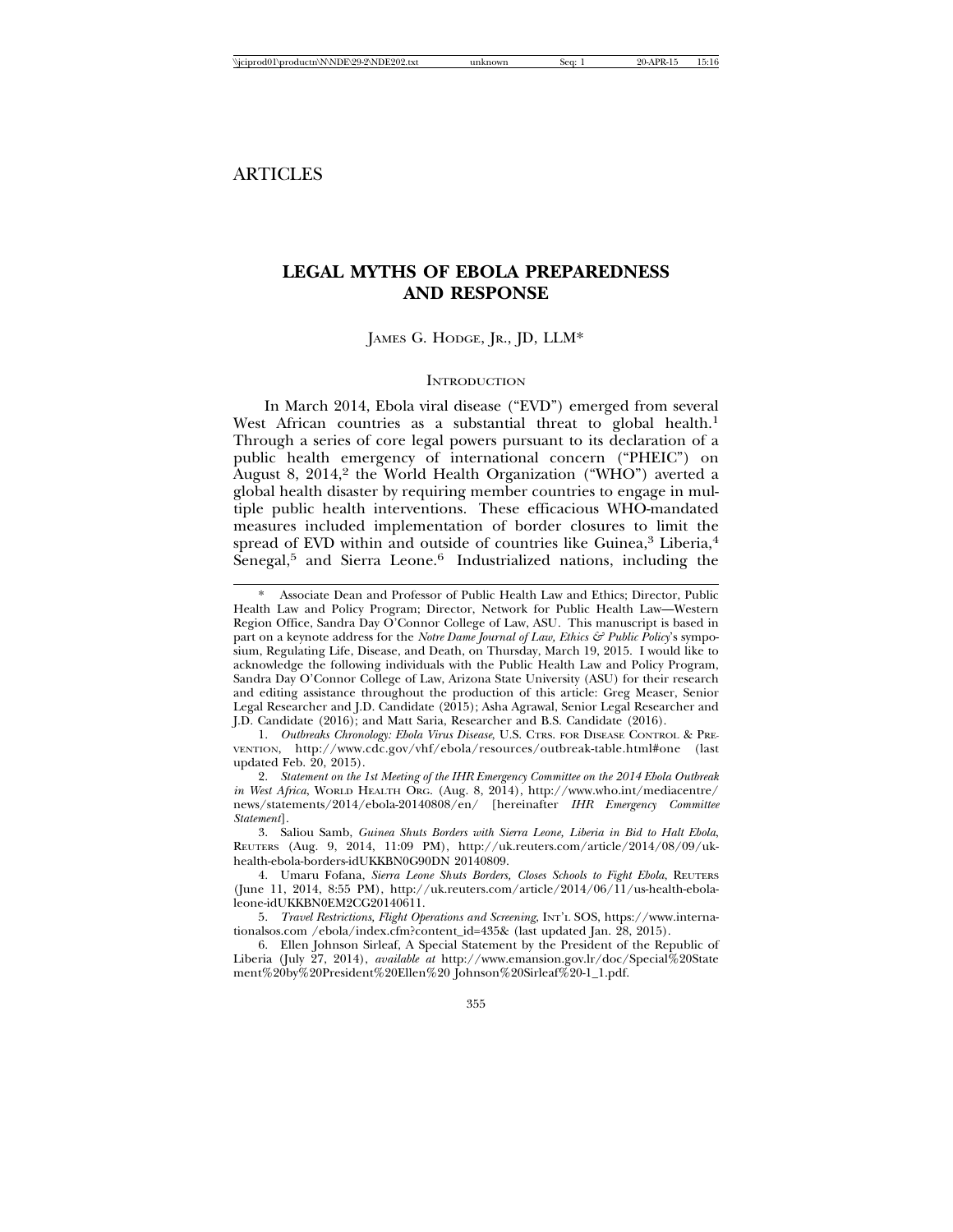ARTICLES

# LEGAL MYTHS OF EBOLA PREPAREDNESS AND RESPONSE

JAMES G. HODGE, JR., JD, LLM*

## INTRODUCTION

In March 2014, Ebola viral disease ("EVD") emerged from several West African countries as a substantial threat to global health.[1] Through a series of core legal powers pursuant to its declaration of a public health emergency of international concern ("PHEIC") on August 8, 2014,[2] the World Health Organization ("WHO") averted a global health disaster by requiring member countries to engage in multiple public health interventions. These efficacious WHO-mandated measures included implementation of border closures to limit the spread of EVD within and outside of countries like Guinea,[3] Liberia,[4] Senegal,[5] and Sierra Leone.[6] Industrialized nations, including the

---

\* Associate Dean and Professor of Public Health Law and Ethics; Director, Public Health Law and Policy Program; Director, Network for Public Health Law—Western Region Office, Sandra Day O'Connor College of Law, ASU. This manuscript is based in part on a keynote address for the *Notre Dame Journal of Law, Ethics & Public Policy*'s symposium, Regulating Life, Disease, and Death, on Thursday, March 19, 2015. I would like to acknowledge the following individuals with the Public Health Law and Policy Program, Sandra Day O'Connor College of Law, Arizona State University (ASU) for their research and editing assistance throughout the production of this article: Greg Measer, Senior Legal Researcher and J.D. Candidate (2015); Asha Agrawal, Senior Legal Researcher and J.D. Candidate (2016); and Matt Saria, Researcher and B.S. Candidate (2016).

1. *Outbreaks Chronology: Ebola Virus Disease*, U.S. CTRS. FOR DISEASE CONTROL & PREVENTION, http://www.cdc.gov/vhf/ebola/resources/outbreak-table.html#one (last updated Feb. 20, 2015).

2. *Statement on the 1st Meeting of the IHR Emergency Committee on the 2014 Ebola Outbreak in West Africa*, WORLD HEALTH ORG. (Aug. 8, 2014), http://www.who.int/mediacentre/news/statements/2014/ebola-20140808/en/ [hereinafter *IHR Emergency Committee Statement*].

3. Saliou Samb, *Guinea Shuts Borders with Sierra Leone, Liberia in Bid to Halt Ebola*, REUTERS (Aug. 9, 2014, 11:09 PM), http://uk.reuters.com/article/2014/08/09/uk-health-ebola-borders-idUKKBN0G90DN 20140809.

4. Umaru Fofana, *Sierra Leone Shuts Borders, Closes Schools to Fight Ebola*, REUTERS (June 11, 2014, 8:55 PM), http://uk.reuters.com/article/2014/06/11/us-health-ebola-leone-idUKKBN0EM2CG20140611.

5. *Travel Restrictions, Flight Operations and Screening*, INT'L SOS, https://www.internationalsos.com /ebola/index.cfm?content_id=435& (last updated Jan. 28, 2015).

6. Ellen Johnson Sirleaf, A Special Statement by the President of the Republic of Liberia (July 27, 2014), *available at* http://www.emansion.gov.lr/doc/Special%20Statement%20by%20President%20Ellen%20 Johnson%20Sirleaf%20-1_1.pdf.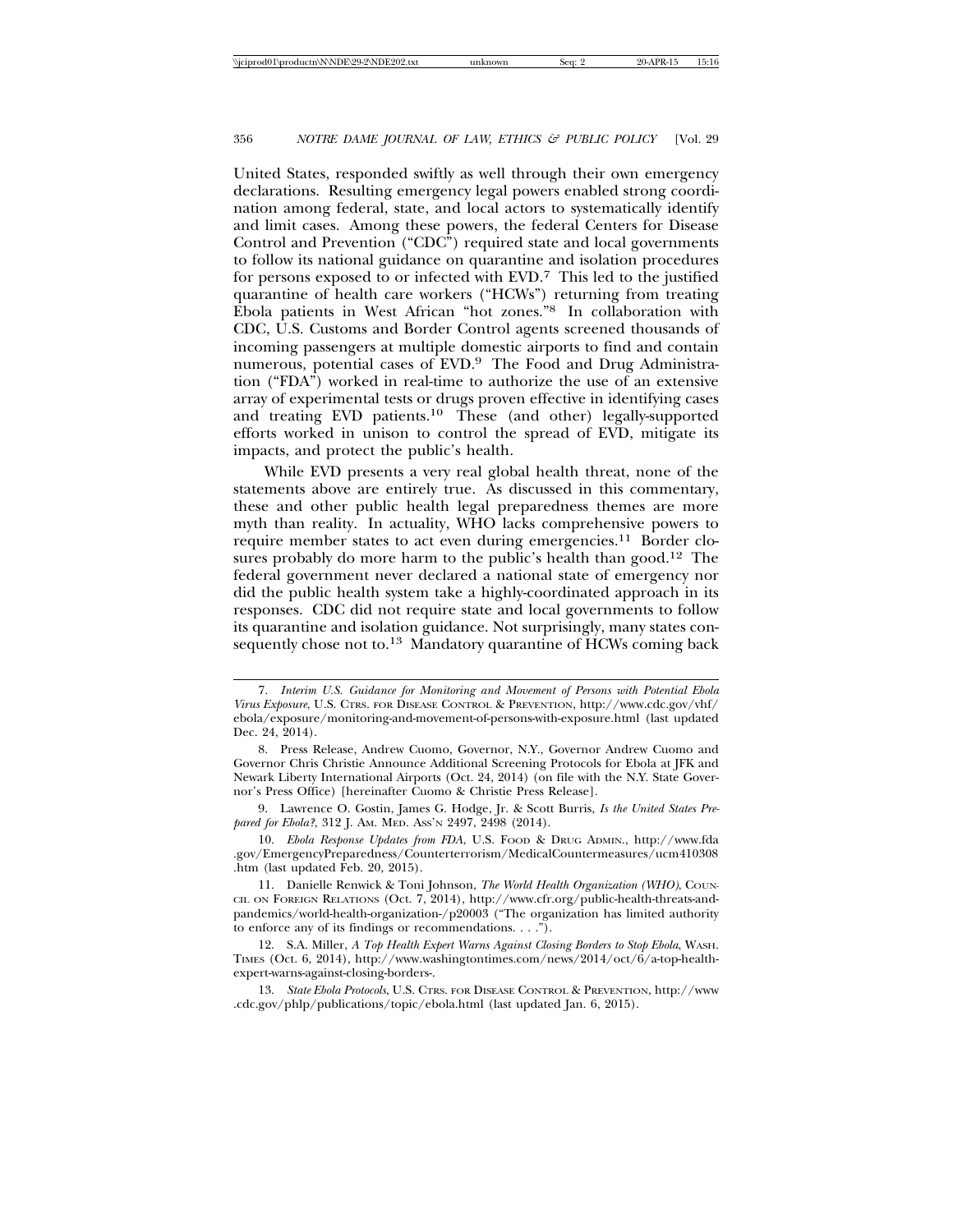United States, responded swiftly as well through their own emergency declarations. Resulting emergency legal powers enabled strong coordination among federal, state, and local actors to systematically identify and limit cases. Among these powers, the federal Centers for Disease Control and Prevention ("CDC") required state and local governments to follow its national guidance on quarantine and isolation procedures for persons exposed to or infected with EVD.[7] This led to the justified quarantine of health care workers ("HCWs") returning from treating Ebola patients in West African "hot zones."[8] In collaboration with CDC, U.S. Customs and Border Control agents screened thousands of incoming passengers at multiple domestic airports to find and contain numerous, potential cases of EVD.[9] The Food and Drug Administration ("FDA") worked in real-time to authorize the use of an extensive array of experimental tests or drugs proven effective in identifying cases and treating EVD patients.[10] These (and other) legally-supported efforts worked in unison to control the spread of EVD, mitigate its impacts, and protect the public's health.

While EVD presents a very real global health threat, none of the statements above are entirely true. As discussed in this commentary, these and other public health legal preparedness themes are more myth than reality. In actuality, WHO lacks comprehensive powers to require member states to act even during emergencies.[11] Border closures probably do more harm to the public's health than good.[12] The federal government never declared a national state of emergency nor did the public health system take a highly-coordinated approach in its responses. CDC did not require state and local governments to follow its quarantine and isolation guidance. Not surprisingly, many states consequently chose not to.[13] Mandatory quarantine of HCWs coming back

---

7. *Interim U.S. Guidance for Monitoring and Movement of Persons with Potential Ebola Virus Exposure*, U.S. CTRS. FOR DISEASE CONTROL & PREVENTION, http://www.cdc.gov/vhf/ebola/exposure/monitoring-and-movement-of-persons-with-exposure.html (last updated Dec. 24, 2014).

8. Press Release, Andrew Cuomo, Governor, N.Y., Governor Andrew Cuomo and Governor Chris Christie Announce Additional Screening Protocols for Ebola at JFK and Newark Liberty International Airports (Oct. 24, 2014) (on file with the N.Y. State Governor's Press Office) [hereinafter Cuomo & Christie Press Release].

9. Lawrence O. Gostin, James G. Hodge, Jr. & Scott Burris, *Is the United States Prepared for Ebola?*, 312 J. AM. MED. ASS'N 2497, 2498 (2014).

10. *Ebola Response Updates from FDA*, U.S. FOOD & DRUG ADMIN., http://www.fda.gov/EmergencyPreparedness/Counterterrorism/MedicalCountermeasures/ucm410308.htm (last updated Feb. 20, 2015).

11. Danielle Renwick & Toni Johnson, *The World Health Organization (WHO)*, COUNCIL ON FOREIGN RELATIONS (Oct. 7, 2014), http://www.cfr.org/public-health-threats-and-pandemics/world-health-organization-/p20003 ("The organization has limited authority to enforce any of its findings or recommendations. . . .").

12. S.A. Miller, *A Top Health Expert Warns Against Closing Borders to Stop Ebola*, WASH. TIMES (Oct. 6, 2014), http://www.washingtontimes.com/news/2014/oct/6/a-top-health-expert-warns-against-closing-borders-.

13. *State Ebola Protocols*, U.S. CTRS. FOR DISEASE CONTROL & PREVENTION, http://www.cdc.gov/phlp/publications/topic/ebola.html (last updated Jan. 6, 2015).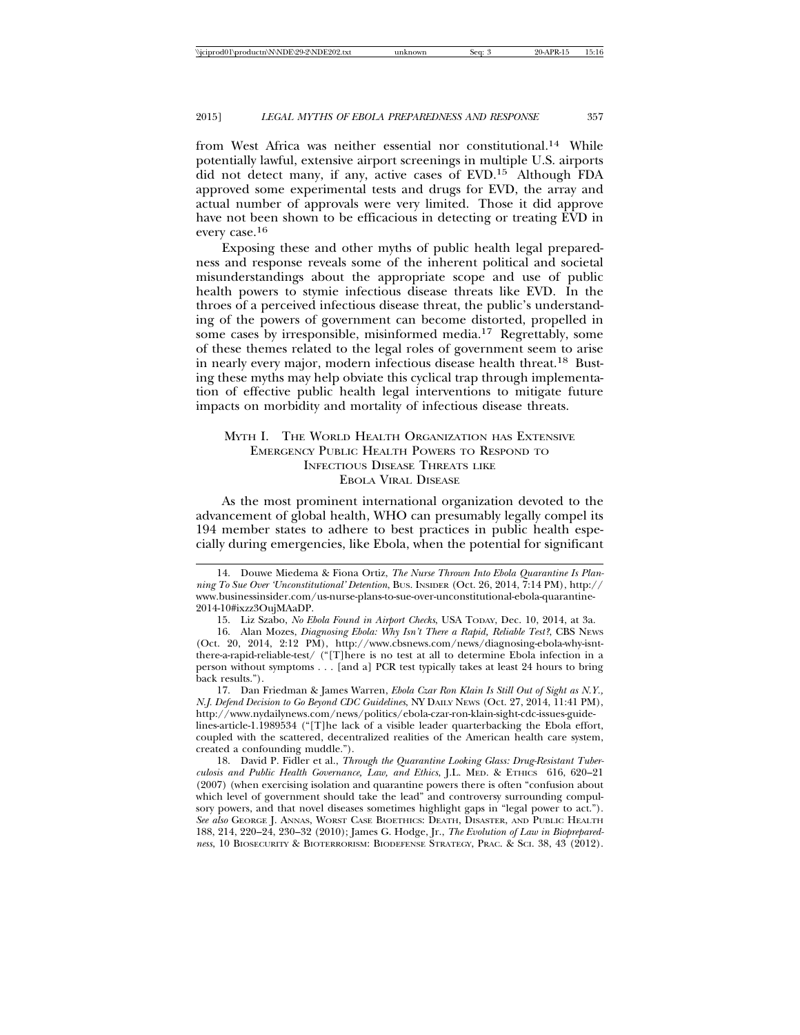from West Africa was neither essential nor constitutional.[14] While potentially lawful, extensive airport screenings in multiple U.S. airports did not detect many, if any, active cases of EVD.[15] Although FDA approved some experimental tests and drugs for EVD, the array and actual number of approvals were very limited. Those it did approve have not been shown to be efficacious in detecting or treating EVD in every case.[16]

Exposing these and other myths of public health legal preparedness and response reveals some of the inherent political and societal misunderstandings about the appropriate scope and use of public health powers to stymie infectious disease threats like EVD. In the throes of a perceived infectious disease threat, the public's understanding of the powers of government can become distorted, propelled in some cases by irresponsible, misinformed media.[17] Regrettably, some of these themes related to the legal roles of government seem to arise in nearly every major, modern infectious disease health threat.[18] Busting these myths may help obviate this cyclical trap through implementation of effective public health legal interventions to mitigate future impacts on morbidity and mortality of infectious disease threats.

## MYTH I. THE WORLD HEALTH ORGANIZATION HAS EXTENSIVE EMERGENCY PUBLIC HEALTH POWERS TO RESPOND TO INFECTIOUS DISEASE THREATS LIKE EBOLA VIRAL DISEASE

As the most prominent international organization devoted to the advancement of global health, WHO can presumably legally compel its 194 member states to adhere to best practices in public health especially during emergencies, like Ebola, when the potential for significant

---

14. Douwe Miedema & Fiona Ortiz, *The Nurse Thrown Into Ebola Quarantine Is Planning To Sue Over 'Unconstitutional' Detention*, BUS. INSIDER (Oct. 26, 2014, 7:14 PM), http://www.businessinsider.com/us-nurse-plans-to-sue-over-unconstitutional-ebola-quarantine-2014-10#ixzz3OujMAaDP.

15. Liz Szabo, *No Ebola Found in Airport Checks*, USA TODAY, Dec. 10, 2014, at 3a.

16. Alan Mozes, *Diagnosing Ebola: Why Isn't There a Rapid, Reliable Test?*, CBS NEWS (Oct. 20, 2014, 2:12 PM), http://www.cbsnews.com/news/diagnosing-ebola-why-isnt-there-a-rapid-reliable-test/ ("[T]here is no test at all to determine Ebola infection in a person without symptoms . . . [and a] PCR test typically takes at least 24 hours to bring back results.").

17. Dan Friedman & James Warren, *Ebola Czar Ron Klain Is Still Out of Sight as N.Y., N.J. Defend Decision to Go Beyond CDC Guidelines*, NY DAILY NEWS (Oct. 27, 2014, 11:41 PM), http://www.nydailynews.com/news/politics/ebola-czar-ron-klain-sight-cdc-issues-guidelines-article-1.1989534 ("[T]he lack of a visible leader quarterbacking the Ebola effort, coupled with the scattered, decentralized realities of the American health care system, created a confounding muddle.").

18. David P. Fidler et al., *Through the Quarantine Looking Glass: Drug-Resistant Tuberculosis and Public Health Governance, Law, and Ethics*, J.L. MED. & ETHICS 616, 620–21 (2007) (when exercising isolation and quarantine powers there is often "confusion about which level of government should take the lead" and controversy surrounding compulsory powers, and that novel diseases sometimes highlight gaps in "legal power to act."). *See also* GEORGE J. ANNAS, WORST CASE BIOETHICS: DEATH, DISASTER, AND PUBLIC HEALTH 188, 214, 220–24, 230–32 (2010); James G. Hodge, Jr., *The Evolution of Law in Biopreparedness*, 10 BIOSECURITY & BIOTERRORISM: BIODEFENSE STRATEGY, PRAC. & SCI. 38, 43 (2012).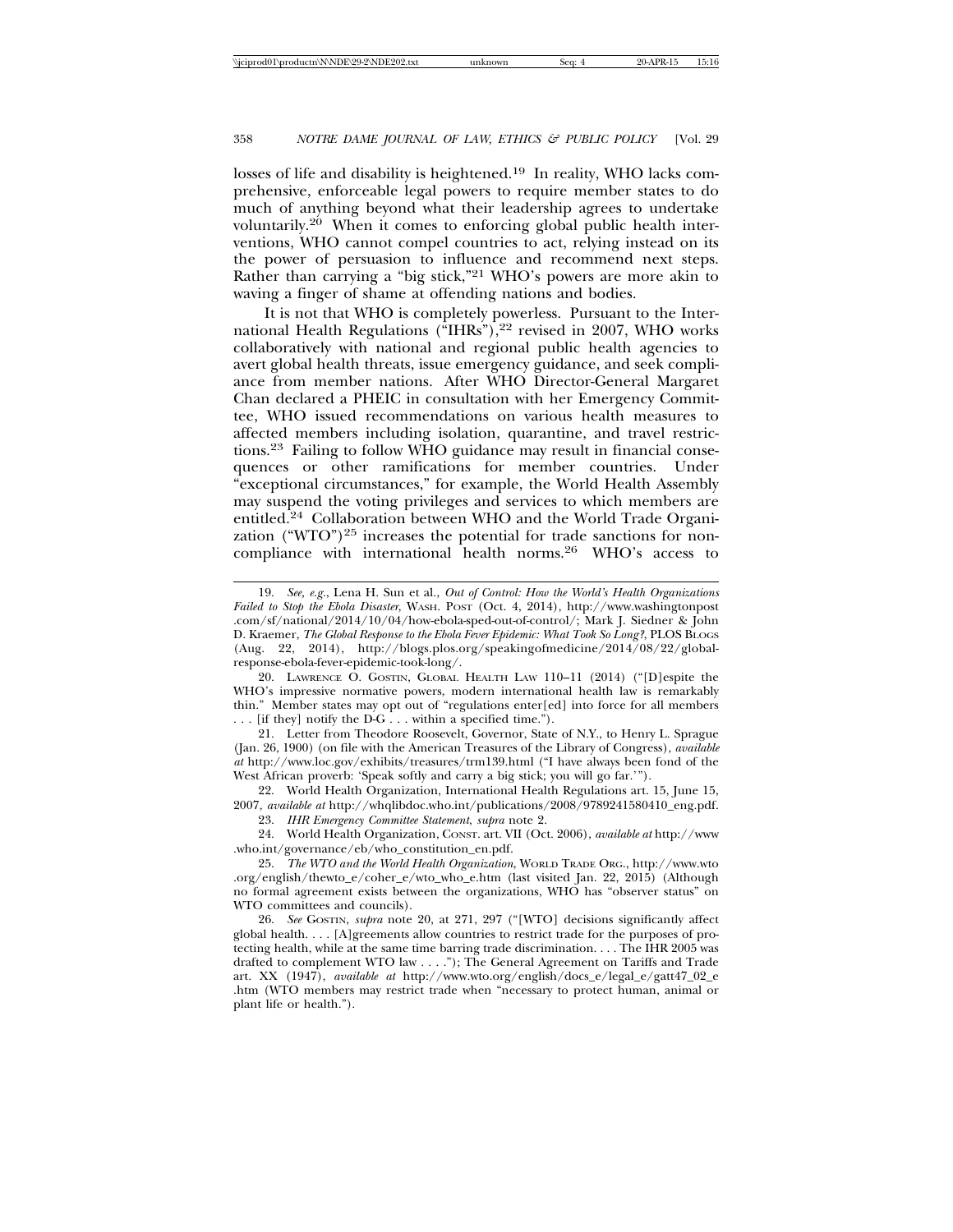losses of life and disability is heightened.[19] In reality, WHO lacks comprehensive, enforceable legal powers to require member states to do much of anything beyond what their leadership agrees to undertake voluntarily.[20] When it comes to enforcing global public health interventions, WHO cannot compel countries to act, relying instead on its the power of persuasion to influence and recommend next steps. Rather than carrying a "big stick,"[21] WHO's powers are more akin to waving a finger of shame at offending nations and bodies.

It is not that WHO is completely powerless. Pursuant to the International Health Regulations ("IHRs"),[22] revised in 2007, WHO works collaboratively with national and regional public health agencies to avert global health threats, issue emergency guidance, and seek compliance from member nations. After WHO Director-General Margaret Chan declared a PHEIC in consultation with her Emergency Committee, WHO issued recommendations on various health measures to affected members including isolation, quarantine, and travel restrictions.[23] Failing to follow WHO guidance may result in financial consequences or other ramifications for member countries. Under "exceptional circumstances," for example, the World Health Assembly may suspend the voting privileges and services to which members are entitled.[24] Collaboration between WHO and the World Trade Organization ("WTO")[25] increases the potential for trade sanctions for noncompliance with international health norms.[26] WHO's access to

---

19. *See, e.g.*, Lena H. Sun et al., *Out of Control: How the World's Health Organizations Failed to Stop the Ebola Disaster*, WASH. POST (Oct. 4, 2014), http://www.washingtonpost.com/sf/national/2014/10/04/how-ebola-sped-out-of-control/; Mark J. Siedner & John D. Kraemer, *The Global Response to the Ebola Fever Epidemic: What Took So Long?*, PLOS BLOGS (Aug. 22, 2014), http://blogs.plos.org/speakingofmedicine/2014/08/22/global-response-ebola-fever-epidemic-took-long/.

20. LAWRENCE O. GOSTIN, GLOBAL HEALTH LAW 110–11 (2014) ("[D]espite the WHO's impressive normative powers, modern international health law is remarkably thin." Member states may opt out of "regulations enter[ed] into force for all members . . . [if they] notify the D-G . . . within a specified time.").

21. Letter from Theodore Roosevelt, Governor, State of N.Y., to Henry L. Sprague (Jan. 26, 1900) (on file with the American Treasures of the Library of Congress), *available at* http://www.loc.gov/exhibits/treasures/trm139.html ("I have always been fond of the West African proverb: 'Speak softly and carry a big stick; you will go far.'").

22. World Health Organization, International Health Regulations art. 15, June 15, 2007, *available at* http://whqlibdoc.who.int/publications/2008/9789241580410_eng.pdf.

23. *IHR Emergency Committee Statement*, *supra* note 2.

24. World Health Organization, CONST. art. VII (Oct. 2006), *available at* http://www.who.int/governance/eb/who_constitution_en.pdf.

25. *The WTO and the World Health Organization*, WORLD TRADE ORG., http://www.wto.org/english/thewto_e/coher_e/wto_who_e.htm (last visited Jan. 22, 2015) (Although no formal agreement exists between the organizations, WHO has "observer status" on WTO committees and councils).

26. *See* GOSTIN, *supra* note 20, at 271, 297 ("[WTO] decisions significantly affect global health. . . . [A]greements allow countries to restrict trade for the purposes of protecting health, while at the same time barring trade discrimination. . . . The IHR 2005 was drafted to complement WTO law . . . ."); The General Agreement on Tariffs and Trade art. XX (1947), *available at* http://www.wto.org/english/docs_e/legal_e/gatt47_02_e.htm (WTO members may restrict trade when "necessary to protect human, animal or plant life or health.").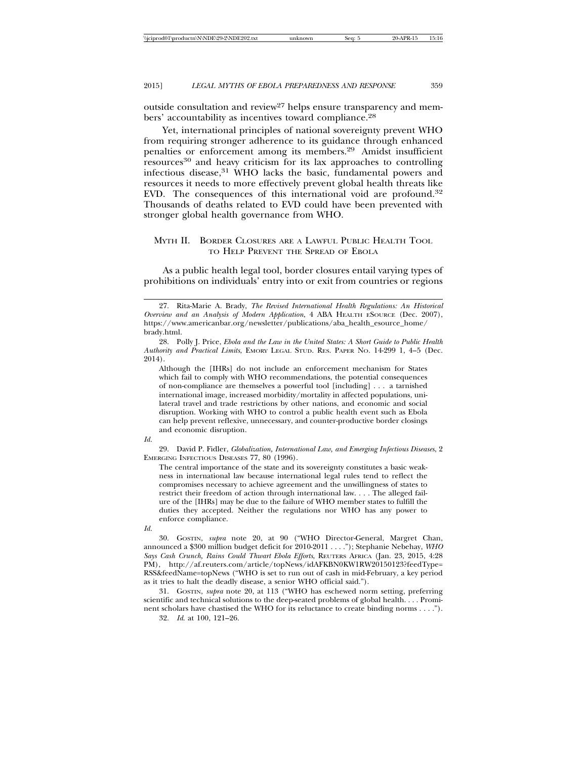outside consultation and review[27] helps ensure transparency and members' accountability as incentives toward compliance.[28]

Yet, international principles of national sovereignty prevent WHO from requiring stronger adherence to its guidance through enhanced penalties or enforcement among its members.[29] Amidst insufficient resources[30] and heavy criticism for its lax approaches to controlling infectious disease,[31] WHO lacks the basic, fundamental powers and resources it needs to more effectively prevent global health threats like EVD. The consequences of this international void are profound.[32] Thousands of deaths related to EVD could have been prevented with stronger global health governance from WHO.

## MYTH II. BORDER CLOSURES ARE A LAWFUL PUBLIC HEALTH TOOL TO HELP PREVENT THE SPREAD OF EBOLA

As a public health legal tool, border closures entail varying types of prohibitions on individuals' entry into or exit from countries or regions

---

27. Rita-Marie A. Brady, *The Revised International Health Regulations: An Historical Overview and an Analysis of Modern Application*, 4 ABA HEALTH ESOURCE (Dec. 2007), https://www.americanbar.org/newsletter/publications/aba_health_esource_home/brady.html.

28. Polly J. Price, *Ebola and the Law in the United States: A Short Guide to Public Health Authority and Practical Limits*, EMORY LEGAL STUD. RES. PAPER NO. 14-299 1, 4–5 (Dec. 2014).

> Although the [IHRs] do not include an enforcement mechanism for States which fail to comply with WHO recommendations, the potential consequences of non-compliance are themselves a powerful tool [including] . . . a tarnished international image, increased morbidity/mortality in affected populations, unilateral travel and trade restrictions by other nations, and economic and social disruption. Working with WHO to control a public health event such as Ebola can help prevent reflexive, unnecessary, and counter-productive border closings and economic disruption.

*Id.*

29. David P. Fidler, *Globalization, International Law, and Emerging Infectious Diseases*, 2 EMERGING INFECTIOUS DISEASES 77, 80 (1996).

> The central importance of the state and its sovereignty constitutes a basic weakness in international law because international legal rules tend to reflect the compromises necessary to achieve agreement and the unwillingness of states to restrict their freedom of action through international law. . . . The alleged failure of the [IHRs] may be due to the failure of WHO member states to fulfill the duties they accepted. Neither the regulations nor WHO has any power to enforce compliance.

*Id.*

30. GOSTIN, *supra* note 20, at 90 ("WHO Director-General, Margret Chan, announced a $300 million budget deficit for 2010-2011 . . . ."); Stephanie Nebehay, *WHO Says Cash Crunch, Rains Could Thwart Ebola Efforts*, REUTERS AFRICA (Jan. 23, 2015, 4:28 PM), http://af.reuters.com/article/topNews/idAFKBN0KW1RW20150123?feedType=RSS&feedName=topNews ("WHO is set to run out of cash in mid-February, a key period as it tries to halt the deadly disease, a senior WHO official said.").

31. GOSTIN, *supra* note 20, at 113 ("WHO has eschewed norm setting, preferring scientific and technical solutions to the deep-seated problems of global health. . . . Prominent scholars have chastised the WHO for its reluctance to create binding norms . . . .").

32. *Id.* at 100, 121–26.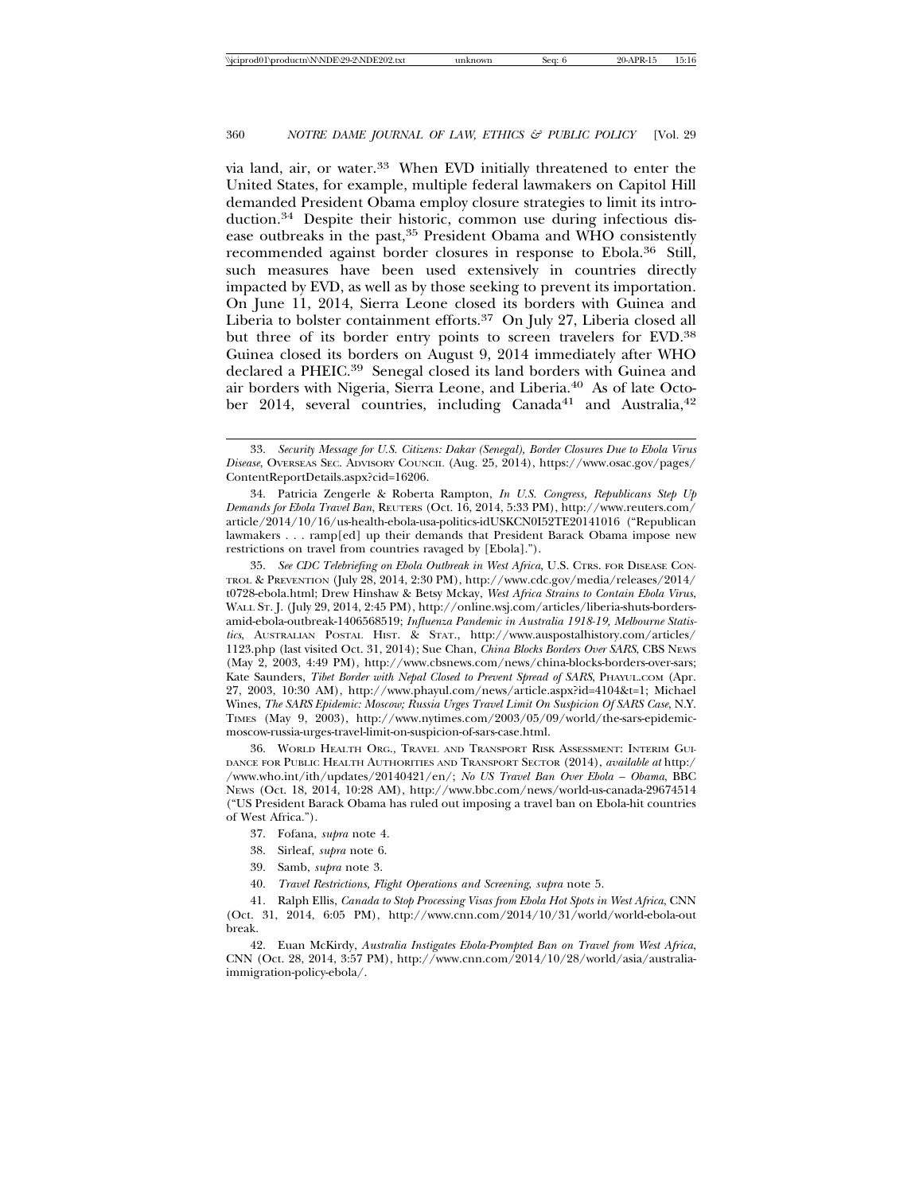via land, air, or water.[33] When EVD initially threatened to enter the United States, for example, multiple federal lawmakers on Capitol Hill demanded President Obama employ closure strategies to limit its introduction.[34] Despite their historic, common use during infectious disease outbreaks in the past,[35] President Obama and WHO consistently recommended against border closures in response to Ebola.[36] Still, such measures have been used extensively in countries directly impacted by EVD, as well as by those seeking to prevent its importation. On June 11, 2014, Sierra Leone closed its borders with Guinea and Liberia to bolster containment efforts.[37] On July 27, Liberia closed all but three of its border entry points to screen travelers for EVD.[38] Guinea closed its borders on August 9, 2014 immediately after WHO declared a PHEIC.[39] Senegal closed its land borders with Guinea and air borders with Nigeria, Sierra Leone, and Liberia.[40] As of late October 2014, several countries, including Canada[41] and Australia,[42]

---

33. *Security Message for U.S. Citizens: Dakar (Senegal), Border Closures Due to Ebola Virus Disease*, OVERSEAS SEC. ADVISORY COUNCIL (Aug. 25, 2014), https://www.osac.gov/pages/ContentReportDetails.aspx?cid=16206.

34. Patricia Zengerle & Roberta Rampton, *In U.S. Congress, Republicans Step Up Demands for Ebola Travel Ban*, REUTERS (Oct. 16, 2014, 5:33 PM), http://www.reuters.com/article/2014/10/16/us-health-ebola-usa-politics-idUSKCN0I52TE20141016 ("Republican lawmakers . . . ramp[ed] up their demands that President Barack Obama impose new restrictions on travel from countries ravaged by [Ebola].").

35. *See CDC Telebriefing on Ebola Outbreak in West Africa*, U.S. CTRS. FOR DISEASE CONTROL & PREVENTION (July 28, 2014, 2:30 PM), http://www.cdc.gov/media/releases/2014/t0728-ebola.html; Drew Hinshaw & Betsy Mckay, *West Africa Strains to Contain Ebola Virus*, WALL ST. J. (July 29, 2014, 2:45 PM), http://online.wsj.com/articles/liberia-shuts-borders-amid-ebola-outbreak-1406568519; *Influenza Pandemic in Australia 1918-19, Melbourne Statistics*, AUSTRALIAN POSTAL HIST. & STAT., http://www.auspostalhistory.com/articles/1123.php (last visited Oct. 31, 2014); Sue Chan, *China Blocks Borders Over SARS*, CBS NEWS (May 2, 2003, 4:49 PM), http://www.cbsnews.com/news/china-blocks-borders-over-sars; Kate Saunders, *Tibet Border with Nepal Closed to Prevent Spread of SARS*, PHAYUL.COM (Apr. 27, 2003, 10:30 AM), http://www.phayul.com/news/article.aspx?id=4104&t=1; Michael Wines, *The SARS Epidemic: Moscow; Russia Urges Travel Limit On Suspicion Of SARS Case*, N.Y. TIMES (May 9, 2003), http://www.nytimes.com/2003/05/09/world/the-sars-epidemic-moscow-russia-urges-travel-limit-on-suspicion-of-sars-case.html.

36. WORLD HEALTH ORG., TRAVEL AND TRANSPORT RISK ASSESSMENT: INTERIM GUIDANCE FOR PUBLIC HEALTH AUTHORITIES AND TRANSPORT SECTOR (2014), *available at* http://www.who.int/ith/updates/20140421/en/; *No US Travel Ban Over Ebola – Obama*, BBC NEWS (Oct. 18, 2014, 10:28 AM), http://www.bbc.com/news/world-us-canada-29674514 ("US President Barack Obama has ruled out imposing a travel ban on Ebola-hit countries of West Africa.").

37. Fofana, *supra* note 4.

38. Sirleaf, *supra* note 6.

39. Samb, *supra* note 3.

40. *Travel Restrictions, Flight Operations and Screening*, *supra* note 5.

41. Ralph Ellis, *Canada to Stop Processing Visas from Ebola Hot Spots in West Africa*, CNN (Oct. 31, 2014, 6:05 PM), http://www.cnn.com/2014/10/31/world/world-ebola-outbreak.

42. Euan McKirdy, *Australia Instigates Ebola-Prompted Ban on Travel from West Africa*, CNN (Oct. 28, 2014, 3:57 PM), http://www.cnn.com/2014/10/28/world/asia/australia-immigration-policy-ebola/.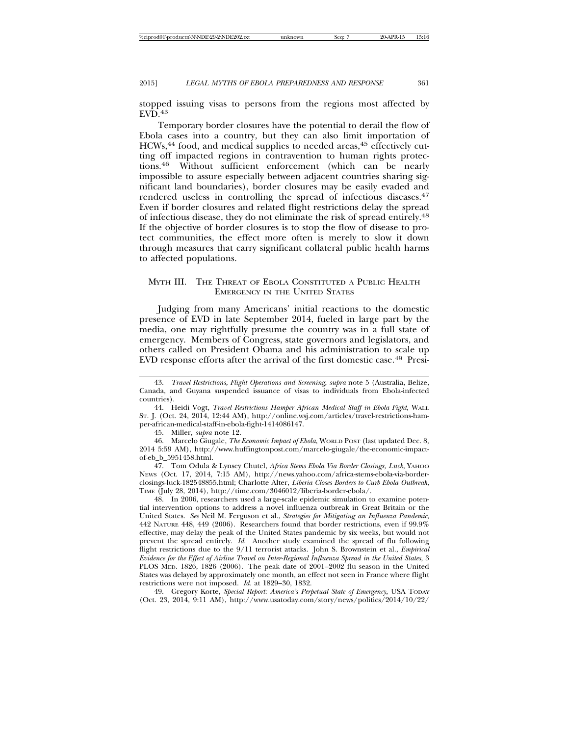stopped issuing visas to persons from the regions most affected by EVD.[43]

Temporary border closures have the potential to derail the flow of Ebola cases into a country, but they can also limit importation of HCWs,[44] food, and medical supplies to needed areas,[45] effectively cutting off impacted regions in contravention to human rights protections.[46] Without sufficient enforcement (which can be nearly impossible to assure especially between adjacent countries sharing significant land boundaries), border closures may be easily evaded and rendered useless in controlling the spread of infectious diseases.[47] Even if border closures and related flight restrictions delay the spread of infectious disease, they do not eliminate the risk of spread entirely.[48] If the objective of border closures is to stop the flow of disease to protect communities, the effect more often is merely to slow it down through measures that carry significant collateral public health harms to affected populations.

## MYTH III. THE THREAT OF EBOLA CONSTITUTED A PUBLIC HEALTH EMERGENCY IN THE UNITED STATES

Judging from many Americans' initial reactions to the domestic presence of EVD in late September 2014, fueled in large part by the media, one may rightfully presume the country was in a full state of emergency. Members of Congress, state governors and legislators, and others called on President Obama and his administration to scale up EVD response efforts after the arrival of the first domestic case.[49] Presi-

---

43. *Travel Restrictions, Flight Operations and Screening*, *supra* note 5 (Australia, Belize, Canada, and Guyana suspended issuance of visas to individuals from Ebola-infected countries).

44. Heidi Vogt, *Travel Restrictions Hamper African Medical Staff in Ebola Fight*, WALL ST. J. (Oct. 24, 2014, 12:44 AM), http://online.wsj.com/articles/travel-restrictions-hamper-african-medical-staff-in-ebola-fight-1414086147.

45. Miller, *supra* note 12.

46. Marcelo Giugale, *The Economic Impact of Ebola*, WORLD POST (last updated Dec. 8, 2014 5:59 AM), http://www.huffingtonpost.com/marcelo-giugale/the-economic-impact-of-eb_b_5951458.html.

47. Tom Odula & Lynsey Chutel, *Africa Stems Ebola Via Border Closings, Luck*, YAHOO NEWS (Oct. 17, 2014, 7:15 AM), http://news.yahoo.com/africa-stems-ebola-via-border-closings-luck-182548855.html; Charlotte Alter, *Liberia Closes Borders to Curb Ebola Outbreak*, TIME (July 28, 2014), http://time.com/3046012/liberia-border-ebola/.

48. In 2006, researchers used a large-scale epidemic simulation to examine potential intervention options to address a novel influenza outbreak in Great Britain or the United States. *See* Neil M. Ferguson et al., *Strategies for Mitigating an Influenza Pandemic*, 442 NATURE 448, 449 (2006). Researchers found that border restrictions, even if 99.9% effective, may delay the peak of the United States pandemic by six weeks, but would not prevent the spread entirely. *Id.* Another study examined the spread of flu following flight restrictions due to the 9/11 terrorist attacks. John S. Brownstein et al., *Empirical Evidence for the Effect of Airline Travel on Inter-Regional Influenza Spread in the United States*, 3 PLOS MED. 1826, 1826 (2006). The peak date of 2001–2002 flu season in the United States was delayed by approximately one month, an effect not seen in France where flight restrictions were not imposed. *Id.* at 1829–30, 1832.

49. Gregory Korte, *Special Report: America's Perpetual State of Emergency*, USA TODAY (Oct. 23, 2014, 9:11 AM), http://www.usatoday.com/story/news/politics/2014/10/22/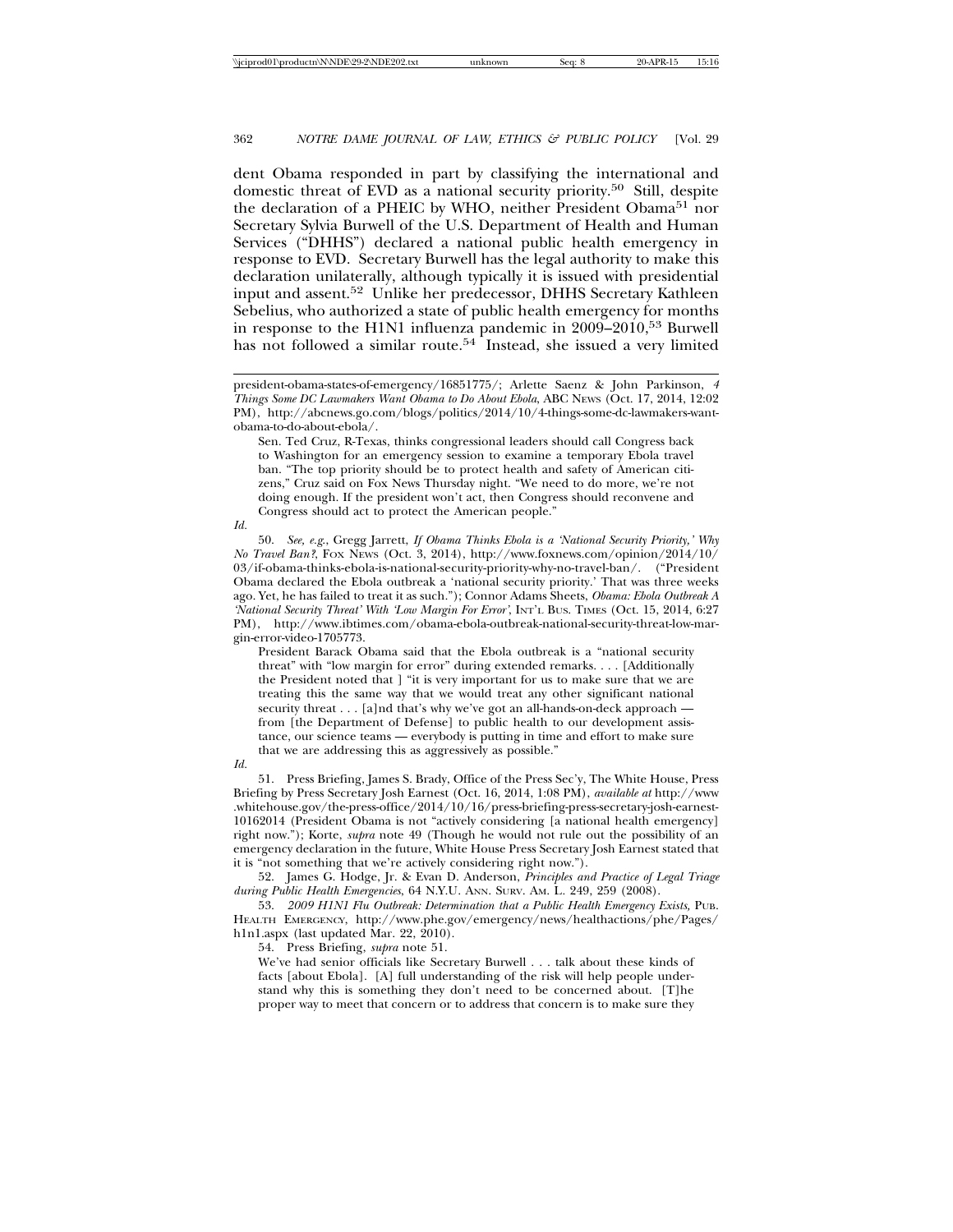dent Obama responded in part by classifying the international and domestic threat of EVD as a national security priority.[50] Still, despite the declaration of a PHEIC by WHO, neither President Obama[51] nor Secretary Sylvia Burwell of the U.S. Department of Health and Human Services ("DHHS") declared a national public health emergency in response to EVD. Secretary Burwell has the legal authority to make this declaration unilaterally, although typically it is issued with presidential input and assent.[52] Unlike her predecessor, DHHS Secretary Kathleen Sebelius, who authorized a state of public health emergency for months in response to the H1N1 influenza pandemic in 2009–2010,[53] Burwell has not followed a similar route.[54] Instead, she issued a very limited

---

president-obama-states-of-emergency/16851775/; Arlette Saenz & John Parkinson, *4 Things Some DC Lawmakers Want Obama to Do About Ebola*, ABC NEWS (Oct. 17, 2014, 12:02 PM), http://abcnews.go.com/blogs/politics/2014/10/4-things-some-dc-lawmakers-want-obama-to-do-about-ebola/.

> Sen. Ted Cruz, R-Texas, thinks congressional leaders should call Congress back to Washington for an emergency session to examine a temporary Ebola travel ban. "The top priority should be to protect health and safety of American citizens," Cruz said on Fox News Thursday night. "We need to do more, we're not doing enough. If the president won't act, then Congress should reconvene and Congress should act to protect the American people."

*Id.*

50. *See, e.g.*, Gregg Jarrett, *If Obama Thinks Ebola is a 'National Security Priority,' Why No Travel Ban?*, FOX NEWS (Oct. 3, 2014), http://www.foxnews.com/opinion/2014/10/03/if-obama-thinks-ebola-is-national-security-priority-why-no-travel-ban/. ("President Obama declared the Ebola outbreak a 'national security priority.' That was three weeks ago. Yet, he has failed to treat it as such."); Connor Adams Sheets, *Obama: Ebola Outbreak A 'National Security Threat' With 'Low Margin For Error'*, INT'L BUS. TIMES (Oct. 15, 2014, 6:27 PM), http://www.ibtimes.com/obama-ebola-outbreak-national-security-threat-low-margin-error-video-1705773.

> President Barack Obama said that the Ebola outbreak is a "national security threat" with "low margin for error" during extended remarks. . . . [Additionally the President noted that ] "it is very important for us to make sure that we are treating this the same way that we would treat any other significant national security threat . . . [a]nd that's why we've got an all-hands-on-deck approach — from [the Department of Defense] to public health to our development assistance, our science teams — everybody is putting in time and effort to make sure that we are addressing this as aggressively as possible."

*Id.*

51. Press Briefing, James S. Brady, Office of the Press Sec'y, The White House, Press Briefing by Press Secretary Josh Earnest (Oct. 16, 2014, 1:08 PM), *available at* http://www.whitehouse.gov/the-press-office/2014/10/16/press-briefing-press-secretary-josh-earnest-10162014 (President Obama is not "actively considering [a national health emergency] right now."); Korte, *supra* note 49 (Though he would not rule out the possibility of an emergency declaration in the future, White House Press Secretary Josh Earnest stated that it is "not something that we're actively considering right now.").

52. James G. Hodge, Jr. & Evan D. Anderson, *Principles and Practice of Legal Triage during Public Health Emergencies*, 64 N.Y.U. ANN. SURV. AM. L. 249, 259 (2008).

53. *2009 H1N1 Flu Outbreak: Determination that a Public Health Emergency Exists*, PUB. HEALTH EMERGENCY, http://www.phe.gov/emergency/news/healthactions/phe/Pages/h1n1.aspx (last updated Mar. 22, 2010).

54. Press Briefing, *supra* note 51.

> We've had senior officials like Secretary Burwell . . . talk about these kinds of facts [about Ebola]. [A] full understanding of the risk will help people understand why this is something they don't need to be concerned about. [T]he proper way to meet that concern or to address that concern is to make sure they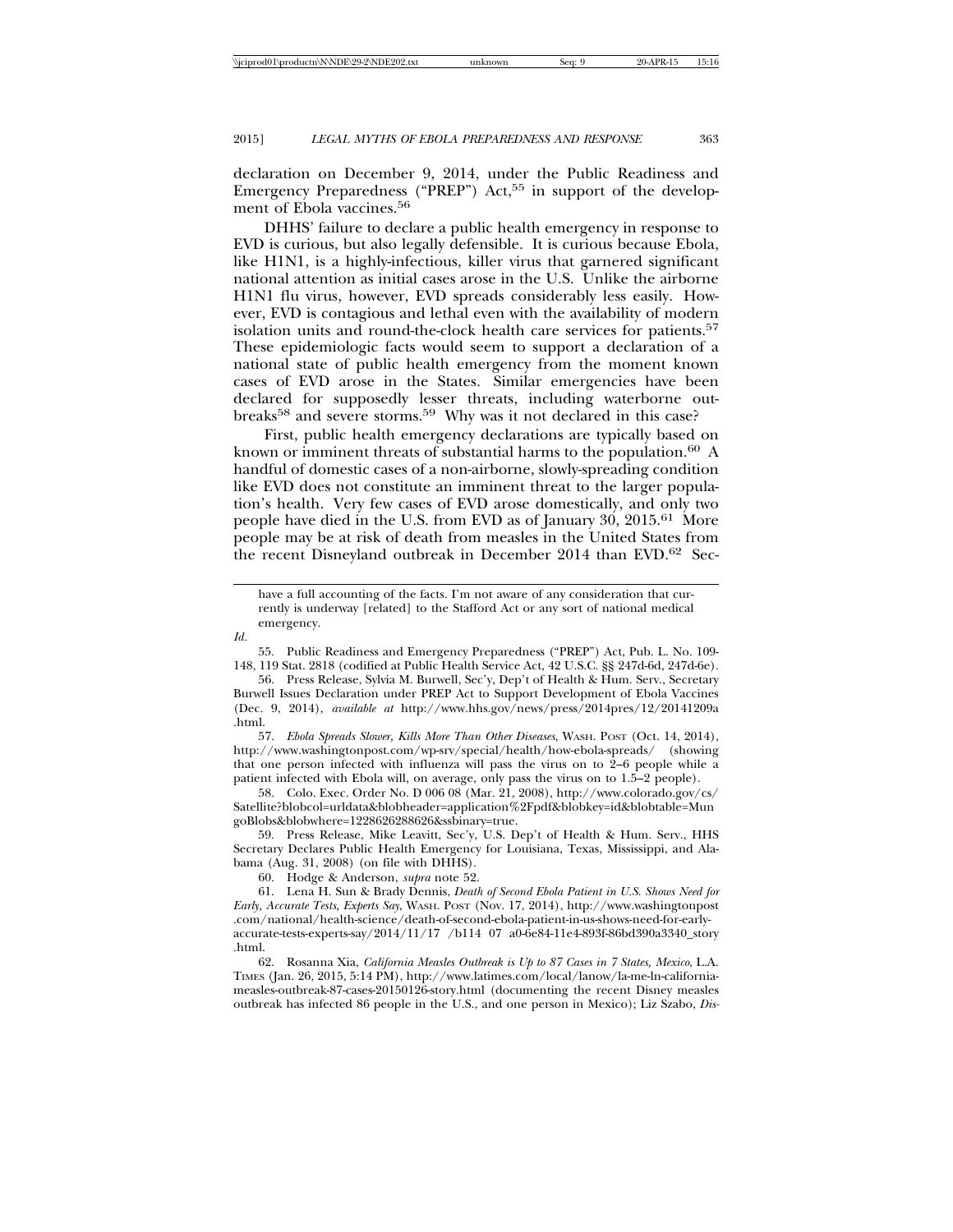declaration on December 9, 2014, under the Public Readiness and Emergency Preparedness ("PREP") Act,[55] in support of the development of Ebola vaccines.[56]

DHHS' failure to declare a public health emergency in response to EVD is curious, but also legally defensible. It is curious because Ebola, like H1N1, is a highly-infectious, killer virus that garnered significant national attention as initial cases arose in the U.S. Unlike the airborne H1N1 flu virus, however, EVD spreads considerably less easily. However, EVD is contagious and lethal even with the availability of modern isolation units and round-the-clock health care services for patients.[57] These epidemiologic facts would seem to support a declaration of a national state of public health emergency from the moment known cases of EVD arose in the States. Similar emergencies have been declared for supposedly lesser threats, including waterborne outbreaks[58] and severe storms.[59] Why was it not declared in this case?

First, public health emergency declarations are typically based on known or imminent threats of substantial harms to the population.[60] A handful of domestic cases of a non-airborne, slowly-spreading condition like EVD does not constitute an imminent threat to the larger population's health. Very few cases of EVD arose domestically, and only two people have died in the U.S. from EVD as of January 30, 2015.[61] More people may be at risk of death from measles in the United States from the recent Disneyland outbreak in December 2014 than EVD.[62] Sec-

---

have a full accounting of the facts. I'm not aware of any consideration that currently is underway [related] to the Stafford Act or any sort of national medical emergency.

*Id.*

55. Public Readiness and Emergency Preparedness ("PREP") Act, Pub. L. No. 109-148, 119 Stat. 2818 (codified at Public Health Service Act, 42 U.S.C. §§ 247d-6d, 247d-6e).

56. Press Release, Sylvia M. Burwell, Sec'y, Dep't of Health & Hum. Serv., Secretary Burwell Issues Declaration under PREP Act to Support Development of Ebola Vaccines (Dec. 9, 2014), *available at* http://www.hhs.gov/news/press/2014pres/12/20141209a.html.

57. *Ebola Spreads Slower, Kills More Than Other Diseases*, WASH. POST (Oct. 14, 2014), http://www.washingtonpost.com/wp-srv/special/health/how-ebola-spreads/ (showing that one person infected with influenza will pass the virus on to 2–6 people while a patient infected with Ebola will, on average, only pass the virus on to 1.5–2 people).

58. Colo. Exec. Order No. D 006 08 (Mar. 21, 2008), http://www.colorado.gov/cs/Satellite?blobcol=urldata&blobheader=application%2Fpdf&blobkey=id&blobtable=MungoBlobs&blobwhere=1228626288626&ssbinary=true.

59. Press Release, Mike Leavitt, Sec'y, U.S. Dep't of Health & Hum. Serv., HHS Secretary Declares Public Health Emergency for Louisiana, Texas, Mississippi, and Alabama (Aug. 31, 2008) (on file with DHHS).

60. Hodge & Anderson, *supra* note 52.

61. Lena H. Sun & Brady Dennis, *Death of Second Ebola Patient in U.S. Shows Need for Early, Accurate Tests, Experts Say*, WASH. POST (Nov. 17, 2014), http://www.washingtonpost.com/national/health-science/death-of-second-ebola-patient-in-us-shows-need-for-early-accurate-tests-experts-say/2014/11/17 /b114 07 a0-6e84-11e4-893f-86bd390a3340_story.html.

62. Rosanna Xia, *California Measles Outbreak is Up to 87 Cases in 7 States, Mexico*, L.A. TIMES (Jan. 26, 2015, 5:14 PM), http://www.latimes.com/local/lanow/la-me-ln-california-measles-outbreak-87-cases-20150126-story.html (documenting the recent Disney measles outbreak has infected 86 people in the U.S., and one person in Mexico); Liz Szabo, *Dis-*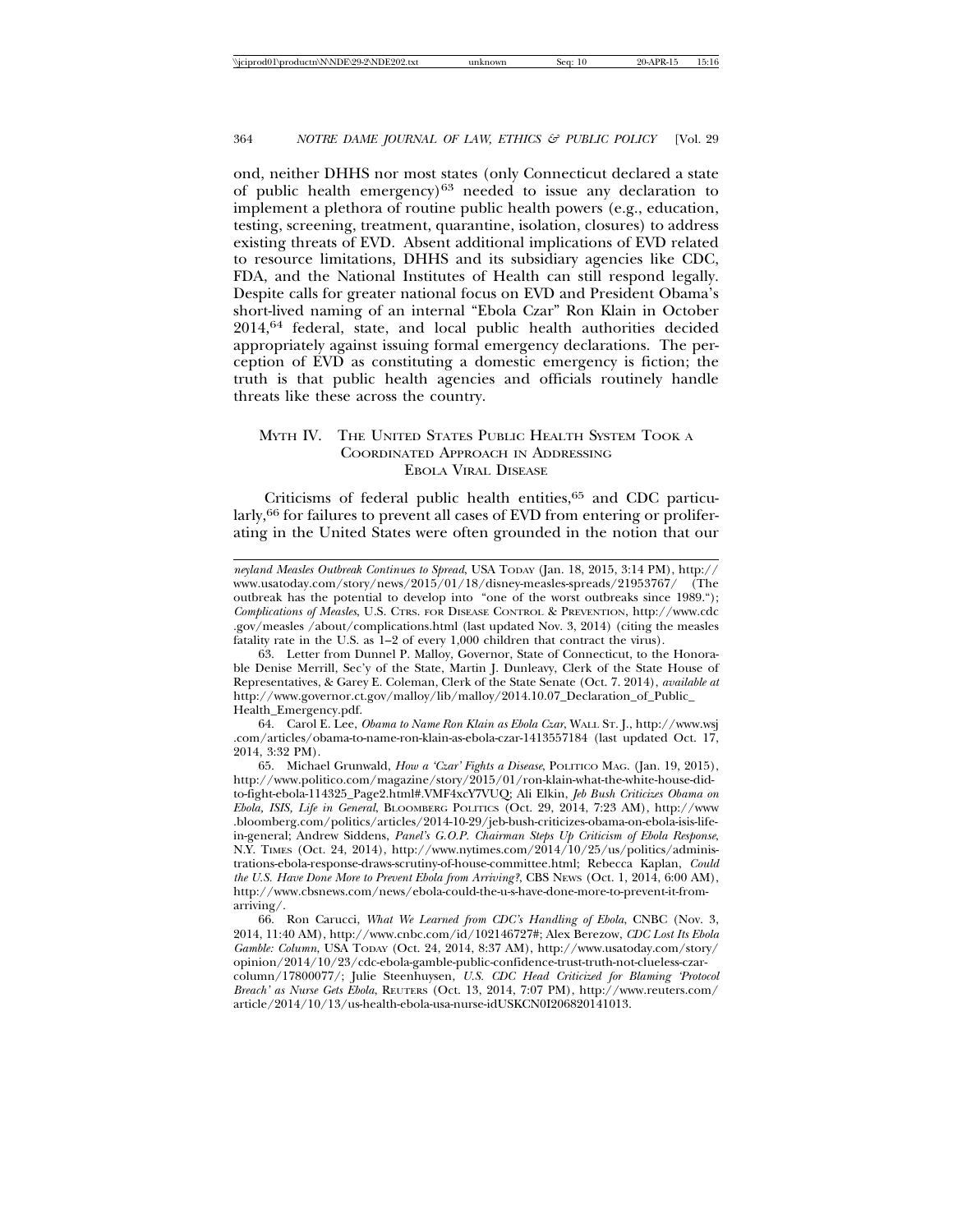ond, neither DHHS nor most states (only Connecticut declared a state of public health emergency)[63] needed to issue any declaration to implement a plethora of routine public health powers (e.g., education, testing, screening, treatment, quarantine, isolation, closures) to address existing threats of EVD. Absent additional implications of EVD related to resource limitations, DHHS and its subsidiary agencies like CDC, FDA, and the National Institutes of Health can still respond legally. Despite calls for greater national focus on EVD and President Obama's short-lived naming of an internal "Ebola Czar" Ron Klain in October 2014,[64] federal, state, and local public health authorities decided appropriately against issuing formal emergency declarations. The perception of EVD as constituting a domestic emergency is fiction; the truth is that public health agencies and officials routinely handle threats like these across the country.

## MYTH IV. THE UNITED STATES PUBLIC HEALTH SYSTEM TOOK A COORDINATED APPROACH IN ADDRESSING EBOLA VIRAL DISEASE

Criticisms of federal public health entities,[65] and CDC particularly,[66] for failures to prevent all cases of EVD from entering or proliferating in the United States were often grounded in the notion that our

---

*neyland Measles Outbreak Continues to Spread*, USA TODAY (Jan. 18, 2015, 3:14 PM), http://www.usatoday.com/story/news/2015/01/18/disney-measles-spreads/21953767/ (The outbreak has the potential to develop into "one of the worst outbreaks since 1989."); *Complications of Measles*, U.S. CTRS. FOR DISEASE CONTROL & PREVENTION, http://www.cdc.gov/measles /about/complications.html (last updated Nov. 3, 2014) (citing the measles fatality rate in the U.S. as 1–2 of every 1,000 children that contract the virus).

63. Letter from Dunnel P. Malloy, Governor, State of Connecticut, to the Honorable Denise Merrill, Sec'y of the State, Martin J. Dunleavy, Clerk of the State House of Representatives, & Garey E. Coleman, Clerk of the State Senate (Oct. 7. 2014), *available at* http://www.governor.ct.gov/malloy/lib/malloy/2014.10.07_Declaration_of_Public_Health_Emergency.pdf.

64. Carol E. Lee, *Obama to Name Ron Klain as Ebola Czar*, WALL ST. J., http://www.wsj.com/articles/obama-to-name-ron-klain-as-ebola-czar-1413557184 (last updated Oct. 17, 2014, 3:32 PM).

65. Michael Grunwald, *How a 'Czar' Fights a Disease*, POLITICO MAG. (Jan. 19, 2015), http://www.politico.com/magazine/story/2015/01/ron-klain-what-the-white-house-did-to-fight-ebola-114325_Page2.html#.VMF4xcY7VUQ; Ali Elkin, *Jeb Bush Criticizes Obama on Ebola, ISIS, Life in General*, BLOOMBERG POLITICS (Oct. 29, 2014, 7:23 AM), http://www.bloomberg.com/politics/articles/2014-10-29/jeb-bush-criticizes-obama-on-ebola-isis-life-in-general; Andrew Siddens, *Panel's G.O.P. Chairman Steps Up Criticism of Ebola Response*, N.Y. TIMES (Oct. 24, 2014), http://www.nytimes.com/2014/10/25/us/politics/administrations-ebola-response-draws-scrutiny-of-house-committee.html; Rebecca Kaplan, *Could the U.S. Have Done More to Prevent Ebola from Arriving?*, CBS NEWS (Oct. 1, 2014, 6:00 AM), http://www.cbsnews.com/news/ebola-could-the-u-s-have-done-more-to-prevent-it-from-arriving/.

66. Ron Carucci, *What We Learned from CDC's Handling of Ebola*, CNBC (Nov. 3, 2014, 11:40 AM), http://www.cnbc.com/id/102146727#; Alex Berezow, *CDC Lost Its Ebola Gamble: Column*, USA TODAY (Oct. 24, 2014, 8:37 AM), http://www.usatoday.com/story/opinion/2014/10/23/cdc-ebola-gamble-public-confidence-trust-truth-not-clueless-czar-column/17800077/; Julie Steenhuysen, *U.S. CDC Head Criticized for Blaming 'Protocol Breach' as Nurse Gets Ebola*, REUTERS (Oct. 13, 2014, 7:07 PM), http://www.reuters.com/article/2014/10/13/us-health-ebola-usa-nurse-idUSKCN0I206820141013.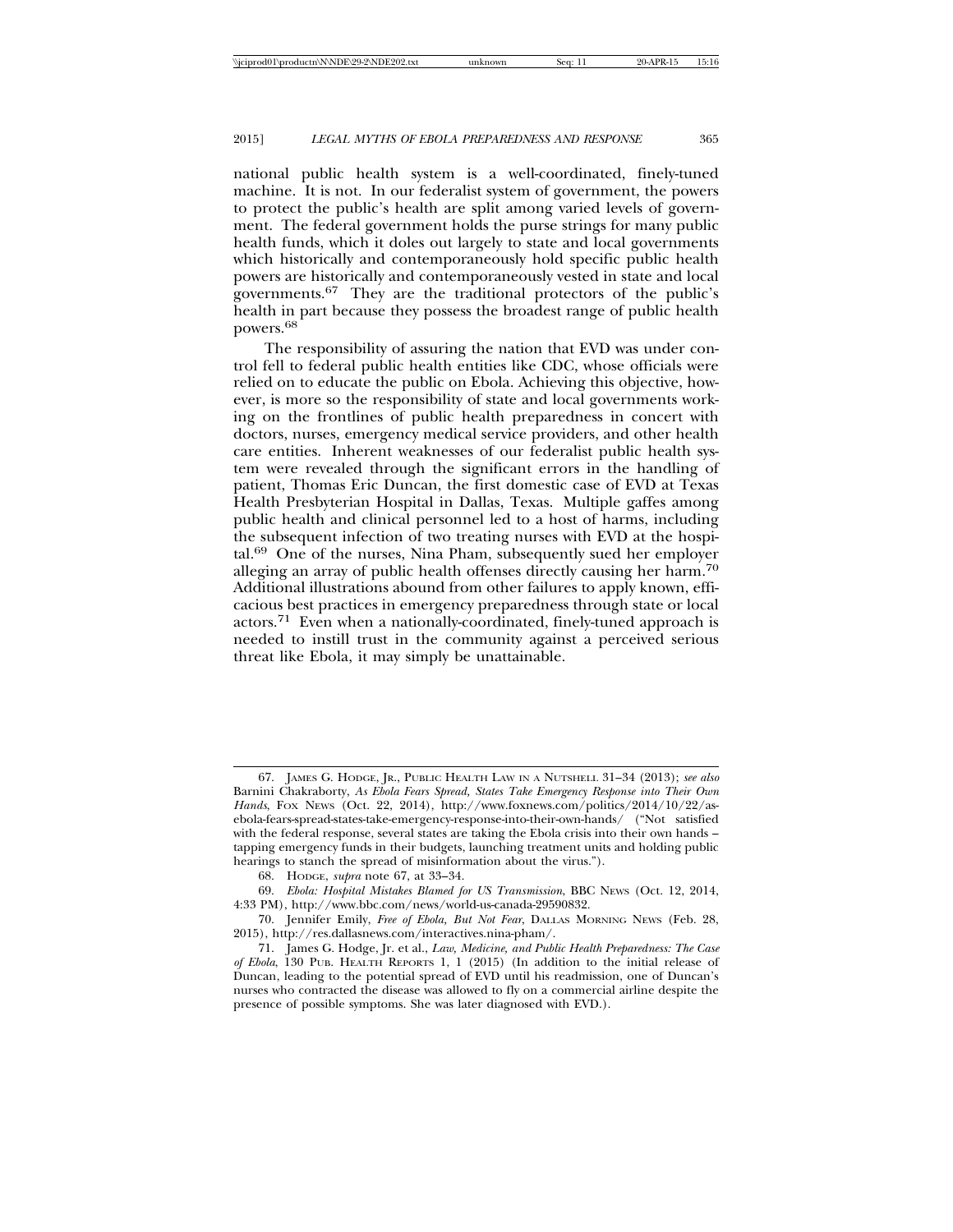national public health system is a well-coordinated, finely-tuned machine. It is not. In our federalist system of government, the powers to protect the public's health are split among varied levels of government. The federal government holds the purse strings for many public health funds, which it doles out largely to state and local governments which historically and contemporaneously hold specific public health powers are historically and contemporaneously vested in state and local governments.[67] They are the traditional protectors of the public's health in part because they possess the broadest range of public health powers.[68]

The responsibility of assuring the nation that EVD was under control fell to federal public health entities like CDC, whose officials were relied on to educate the public on Ebola. Achieving this objective, however, is more so the responsibility of state and local governments working on the frontlines of public health preparedness in concert with doctors, nurses, emergency medical service providers, and other health care entities. Inherent weaknesses of our federalist public health system were revealed through the significant errors in the handling of patient, Thomas Eric Duncan, the first domestic case of EVD at Texas Health Presbyterian Hospital in Dallas, Texas. Multiple gaffes among public health and clinical personnel led to a host of harms, including the subsequent infection of two treating nurses with EVD at the hospital.[69] One of the nurses, Nina Pham, subsequently sued her employer alleging an array of public health offenses directly causing her harm.[70] Additional illustrations abound from other failures to apply known, efficacious best practices in emergency preparedness through state or local actors.[71] Even when a nationally-coordinated, finely-tuned approach is needed to instill trust in the community against a perceived serious threat like Ebola, it may simply be unattainable.

---

67. James G. Hodge, Jr., Public Health Law in a Nutshell 31–34 (2013); *see also* Barnini Chakraborty, *As Ebola Fears Spread, States Take Emergency Response into Their Own Hands*, Fox News (Oct. 22, 2014), http://www.foxnews.com/politics/2014/10/22/as-ebola-fears-spread-states-take-emergency-response-into-their-own-hands/ ("Not satisfied with the federal response, several states are taking the Ebola crisis into their own hands – tapping emergency funds in their budgets, launching treatment units and holding public hearings to stanch the spread of misinformation about the virus.").

68. Hodge, *supra* note 67, at 33–34.

69. *Ebola: Hospital Mistakes Blamed for US Transmission*, BBC News (Oct. 12, 2014, 4:33 PM), http://www.bbc.com/news/world-us-canada-29590832.

70. Jennifer Emily, *Free of Ebola, But Not Fear*, Dallas Morning News (Feb. 28, 2015), http://res.dallasnews.com/interactives.nina-pham/.

71. James G. Hodge, Jr. et al., *Law, Medicine, and Public Health Preparedness: The Case of Ebola*, 130 Pub. Health Reports 1, 1 (2015) (In addition to the initial release of Duncan, leading to the potential spread of EVD until his readmission, one of Duncan's nurses who contracted the disease was allowed to fly on a commercial airline despite the presence of possible symptoms. She was later diagnosed with EVD.).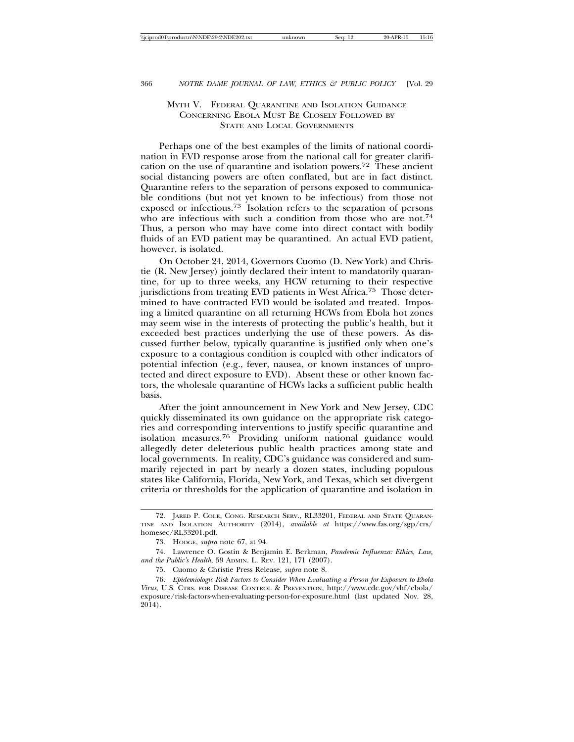## Myth V. Federal Quarantine and Isolation Guidance Concerning Ebola Must Be Closely Followed by State and Local Governments

Perhaps one of the best examples of the limits of national coordination in EVD response arose from the national call for greater clarification on the use of quarantine and isolation powers.[72] These ancient social distancing powers are often conflated, but are in fact distinct. Quarantine refers to the separation of persons exposed to communicable conditions (but not yet known to be infectious) from those not exposed or infectious.[73] Isolation refers to the separation of persons who are infectious with such a condition from those who are not.[74] Thus, a person who may have come into direct contact with bodily fluids of an EVD patient may be quarantined. An actual EVD patient, however, is isolated.

On October 24, 2014, Governors Cuomo (D. New York) and Christie (R. New Jersey) jointly declared their intent to mandatorily quarantine, for up to three weeks, any HCW returning to their respective jurisdictions from treating EVD patients in West Africa.[75] Those determined to have contracted EVD would be isolated and treated. Imposing a limited quarantine on all returning HCWs from Ebola hot zones may seem wise in the interests of protecting the public's health, but it exceeded best practices underlying the use of these powers. As discussed further below, typically quarantine is justified only when one's exposure to a contagious condition is coupled with other indicators of potential infection (e.g., fever, nausea, or known instances of unprotected and direct exposure to EVD). Absent these or other known factors, the wholesale quarantine of HCWs lacks a sufficient public health basis.

After the joint announcement in New York and New Jersey, CDC quickly disseminated its own guidance on the appropriate risk categories and corresponding interventions to justify specific quarantine and isolation measures.[76] Providing uniform national guidance would allegedly deter deleterious public health practices among state and local governments. In reality, CDC's guidance was considered and summarily rejected in part by nearly a dozen states, including populous states like California, Florida, New York, and Texas, which set divergent criteria or thresholds for the application of quarantine and isolation in

---

72. Jared P. Cole, Cong. Research Serv., RL33201, Federal and State Quarantine and Isolation Authority (2014), *available at* https://www.fas.org/sgp/crs/homesec/RL33201.pdf.

73. Hodge, *supra* note 67, at 94.

74. Lawrence O. Gostin & Benjamin E. Berkman, *Pandemic Influenza: Ethics, Law, and the Public's Health*, 59 Admin. L. Rev. 121, 171 (2007).

75. Cuomo & Christie Press Release, *supra* note 8.

76. *Epidemiologic Risk Factors to Consider When Evaluating a Person for Exposure to Ebola Virus*, U.S. Ctrs. for Disease Control & Prevention, http://www.cdc.gov/vhf/ebola/exposure/risk-factors-when-evaluating-person-for-exposure.html (last updated Nov. 28, 2014).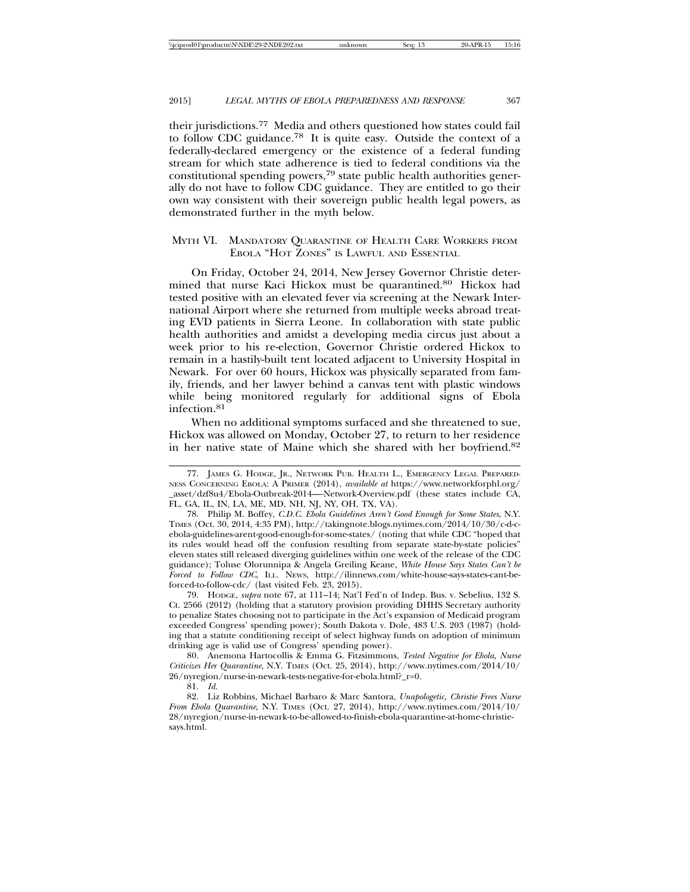their jurisdictions.[77] Media and others questioned how states could fail to follow CDC guidance.[78] It is quite easy. Outside the context of a federally-declared emergency or the existence of a federal funding stream for which state adherence is tied to federal conditions via the constitutional spending powers,[79] state public health authorities generally do not have to follow CDC guidance. They are entitled to go their own way consistent with their sovereign public health legal powers, as demonstrated further in the myth below.

## MYTH VI. MANDATORY QUARANTINE OF HEALTH CARE WORKERS FROM EBOLA "HOT ZONES" IS LAWFUL AND ESSENTIAL

On Friday, October 24, 2014, New Jersey Governor Christie determined that nurse Kaci Hickox must be quarantined.[80] Hickox had tested positive with an elevated fever via screening at the Newark International Airport where she returned from multiple weeks abroad treating EVD patients in Sierra Leone. In collaboration with state public health authorities and amidst a developing media circus just about a week prior to his re-election, Governor Christie ordered Hickox to remain in a hastily-built tent located adjacent to University Hospital in Newark. For over 60 hours, Hickox was physically separated from family, friends, and her lawyer behind a canvas tent with plastic windows while being monitored regularly for additional signs of Ebola infection.[81]

When no additional symptoms surfaced and she threatened to sue, Hickox was allowed on Monday, October 27, to return to her residence in her native state of Maine which she shared with her boyfriend.[82]

---

77. JAMES G. HODGE, JR., NETWORK PUB. HEALTH L., EMERGENCY LEGAL PREPAREDNESS CONCERNING EBOLA: A PRIMER (2014), *available at* https://www.networkforphl.org/_asset/dzf8u4/Ebola-Outbreak-2014—-Network-Overview.pdf (these states include CA, FL, GA, IL, IN, LA, ME, MD, NH, NJ, NY, OH, TX, VA).

78. Philip M. Boffey, *C.D.C. Ebola Guidelines Aren't Good Enough for Some States*, N.Y. TIMES (Oct. 30, 2014, 4:35 PM), http://takingnote.blogs.nytimes.com/2014/10/30/c-d-c-ebola-guidelines-arent-good-enough-for-some-states/ (noting that while CDC "hoped that its rules would head off the confusion resulting from separate state-by-state policies" eleven states still released diverging guidelines within one week of the release of the CDC guidance); Toluse Olorunnipa & Angela Greiling Keane, *White House Says States Can't be Forced to Follow CDC*, ILL. NEWS, http://ilinnews.com/white-house-says-states-cant-be-forced-to-follow-cdc/ (last visited Feb. 23, 2015).

79. HODGE, *supra* note 67, at 111–14; Nat'l Fed'n of Indep. Bus. v. Sebelius, 132 S. Ct. 2566 (2012) (holding that a statutory provision providing DHHS Secretary authority to penalize States choosing not to participate in the Act's expansion of Medicaid program exceeded Congress' spending power); South Dakota v. Dole, 483 U.S. 203 (1987) (holding that a statute conditioning receipt of select highway funds on adoption of minimum drinking age is valid use of Congress' spending power).

80. Anemona Hartocollis & Emma G. Fitzsimmons, *Tested Negative for Ebola, Nurse Criticizes Her Quarantine*, N.Y. TIMES (Oct. 25, 2014), http://www.nytimes.com/2014/10/26/nyregion/nurse-in-newark-tests-negative-for-ebola.html?_r=0.

81. *Id.*

82. Liz Robbins, Michael Barbaro & Marc Santora, *Unapologetic, Christie Frees Nurse From Ebola Quarantine*, N.Y. TIMES (Oct. 27, 2014), http://www.nytimes.com/2014/10/28/nyregion/nurse-in-newark-to-be-allowed-to-finish-ebola-quarantine-at-home-christie-says.html.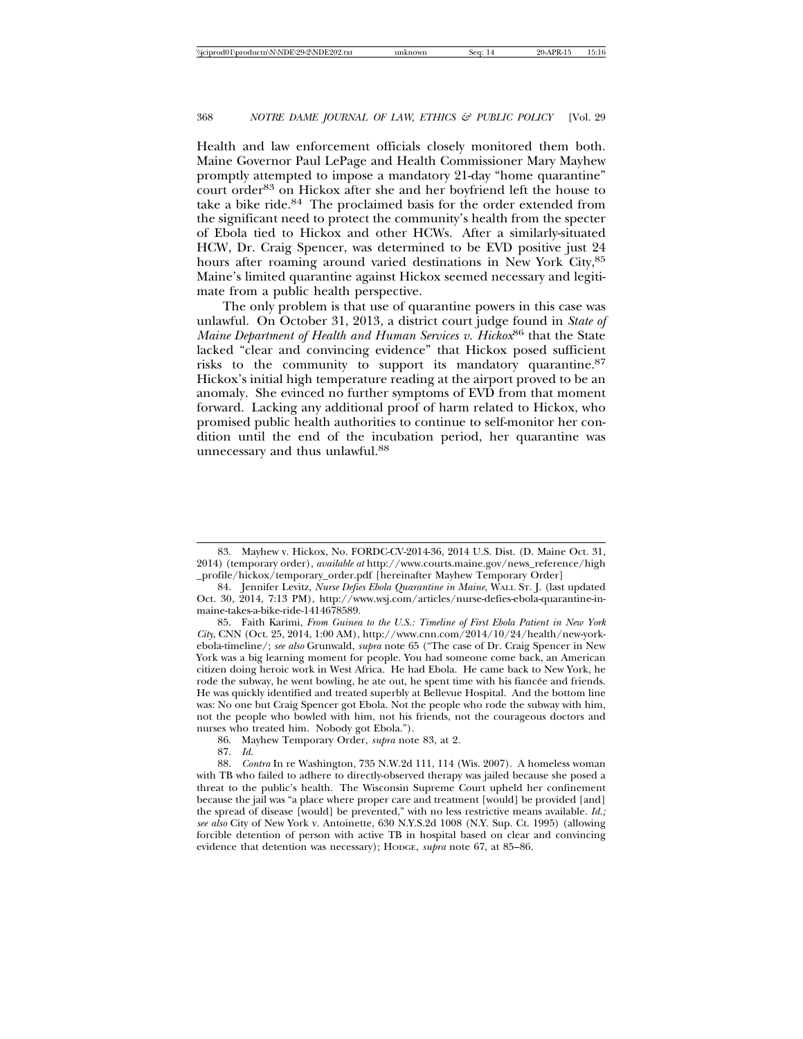Health and law enforcement officials closely monitored them both. Maine Governor Paul LePage and Health Commissioner Mary Mayhew promptly attempted to impose a mandatory 21-day "home quarantine" court order[83] on Hickox after she and her boyfriend left the house to take a bike ride.[84] The proclaimed basis for the order extended from the significant need to protect the community's health from the specter of Ebola tied to Hickox and other HCWs. After a similarly-situated HCW, Dr. Craig Spencer, was determined to be EVD positive just 24 hours after roaming around varied destinations in New York City,[85] Maine's limited quarantine against Hickox seemed necessary and legitimate from a public health perspective.

The only problem is that use of quarantine powers in this case was unlawful. On October 31, 2013, a district court judge found in *State of Maine Department of Health and Human Services v. Hickox*[86] that the State lacked "clear and convincing evidence" that Hickox posed sufficient risks to the community to support its mandatory quarantine.[87] Hickox's initial high temperature reading at the airport proved to be an anomaly. She evinced no further symptoms of EVD from that moment forward. Lacking any additional proof of harm related to Hickox, who promised public health authorities to continue to self-monitor her condition until the end of the incubation period, her quarantine was unnecessary and thus unlawful.[88]

---

83. Mayhew v. Hickox, No. FORDC-CV-2014-36, 2014 U.S. Dist. (D. Maine Oct. 31, 2014) (temporary order), *available at* http://www.courts.maine.gov/news_reference/high_profile/hickox/temporary_order.pdf [hereinafter Mayhew Temporary Order]

84. Jennifer Levitz, *Nurse Defies Ebola Quarantine in Maine*, WALL ST. J. (last updated Oct. 30, 2014, 7:13 PM), http://www.wsj.com/articles/nurse-defies-ebola-quarantine-in-maine-takes-a-bike-ride-1414678589.

85. Faith Karimi, *From Guinea to the U.S.: Timeline of First Ebola Patient in New York City*, CNN (Oct. 25, 2014, 1:00 AM), http://www.cnn.com/2014/10/24/health/new-york-ebola-timeline/; *see also* Grunwald, *supra* note 65 ("The case of Dr. Craig Spencer in New York was a big learning moment for people. You had someone come back, an American citizen doing heroic work in West Africa. He had Ebola. He came back to New York, he rode the subway, he went bowling, he ate out, he spent time with his fiancée and friends. He was quickly identified and treated superbly at Bellevue Hospital. And the bottom line was: No one but Craig Spencer got Ebola. Not the people who rode the subway with him, not the people who bowled with him, not his friends, not the courageous doctors and nurses who treated him. Nobody got Ebola.").

86. Mayhew Temporary Order, *supra* note 83, at 2.

87. *Id.*

88. *Contra* In re Washington, 735 N.W.2d 111, 114 (Wis. 2007). A homeless woman with TB who failed to adhere to directly-observed therapy was jailed because she posed a threat to the public's health. The Wisconsin Supreme Court upheld her confinement because the jail was "a place where proper care and treatment [would] be provided [and] the spread of disease [would] be prevented," with no less restrictive means available. *Id.*; *see also* City of New York v. Antoinette, 630 N.Y.S.2d 1008 (N.Y. Sup. Ct. 1995) (allowing forcible detention of person with active TB in hospital based on clear and convincing evidence that detention was necessary); HODGE, *supra* note 67, at 85–86.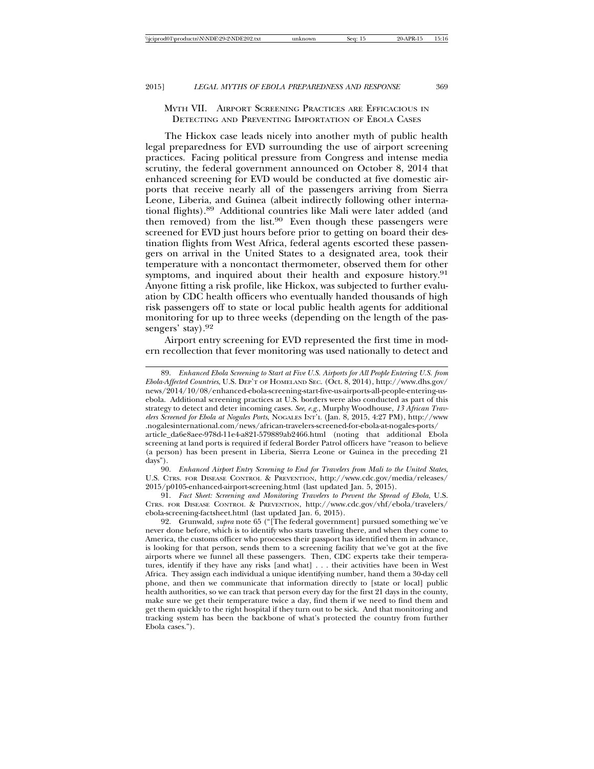## Myth VII. Airport Screening Practices are Efficacious in Detecting and Preventing Importation of Ebola Cases

The Hickox case leads nicely into another myth of public health legal preparedness for EVD surrounding the use of airport screening practices. Facing political pressure from Congress and intense media scrutiny, the federal government announced on October 8, 2014 that enhanced screening for EVD would be conducted at five domestic airports that receive nearly all of the passengers arriving from Sierra Leone, Liberia, and Guinea (albeit indirectly following other international flights).[89] Additional countries like Mali were later added (and then removed) from the list.[90] Even though these passengers were screened for EVD just hours before prior to getting on board their destination flights from West Africa, federal agents escorted these passengers on arrival in the United States to a designated area, took their temperature with a noncontact thermometer, observed them for other symptoms, and inquired about their health and exposure history.[91] Anyone fitting a risk profile, like Hickox, was subjected to further evaluation by CDC health officers who eventually handed thousands of high risk passengers off to state or local public health agents for additional monitoring for up to three weeks (depending on the length of the passengers' stay).[92]

Airport entry screening for EVD represented the first time in modern recollection that fever monitoring was used nationally to detect and

---

89. *Enhanced Ebola Screening to Start at Five U.S. Airports for All People Entering U.S. from Ebola-Affected Countries*, U.S. Dep't of Homeland Sec. (Oct. 8, 2014), http://www.dhs.gov/news/2014/10/08/enhanced-ebola-screening-start-five-us-airports-all-people-entering-us-ebola. Additional screening practices at U.S. borders were also conducted as part of this strategy to detect and deter incoming cases. *See, e.g.*, Murphy Woodhouse, *13 African Travelers Screened for Ebola at Nogales Ports*, Nogales Int'l (Jan. 8, 2015, 4:27 PM), http://www.nogalesinternational.com/news/african-travelers-screened-for-ebola-at-nogales-ports/article_da6e8aee-978d-11e4-a821-579889ab2466.html (noting that additional Ebola screening at land ports is required if federal Border Patrol officers have "reason to believe (a person) has been present in Liberia, Sierra Leone or Guinea in the preceding 21 days").

90. *Enhanced Airport Entry Screening to End for Travelers from Mali to the United States*, U.S. Ctrs. for Disease Control & Prevention, http://www.cdc.gov/media/releases/2015/p0105-enhanced-airport-screening.html (last updated Jan. 5, 2015).

91. *Fact Sheet: Screening and Monitoring Travelers to Prevent the Spread of Ebola*, U.S. Ctrs. for Disease Control & Prevention, http://www.cdc.gov/vhf/ebola/travelers/ebola-screening-factsheet.html (last updated Jan. 6, 2015).

92. Grunwald, *supra* note 65 ("[The federal government] pursued something we've never done before, which is to identify who starts traveling there, and when they come to America, the customs officer who processes their passport has identified them in advance, is looking for that person, sends them to a screening facility that we've got at the five airports where we funnel all these passengers. Then, CDC experts take their temperatures, identify if they have any risks [and what] . . . their activities have been in West Africa. They assign each individual a unique identifying number, hand them a 30-day cell phone, and then we communicate that information directly to [state or local] public health authorities, so we can track that person every day for the first 21 days in the county, make sure we get their temperature twice a day, find them if we need to find them and get them quickly to the right hospital if they turn out to be sick. And that monitoring and tracking system has been the backbone of what's protected the country from further Ebola cases.").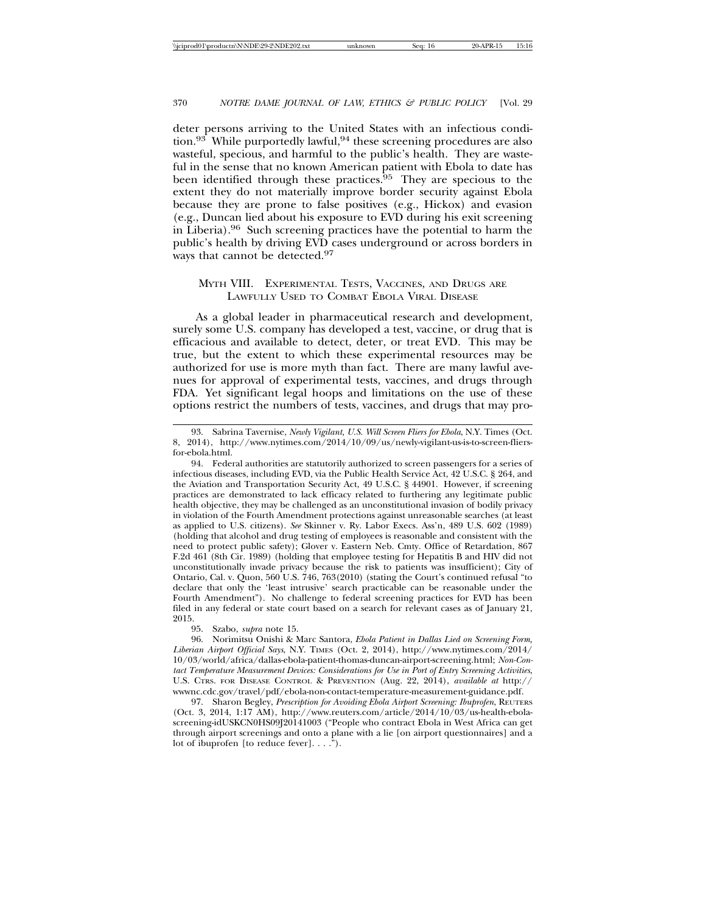deter persons arriving to the United States with an infectious condition.[93] While purportedly lawful,[94] these screening procedures are also wasteful, specious, and harmful to the public's health. They are wasteful in the sense that no known American patient with Ebola to date has been identified through these practices.[95] They are specious to the extent they do not materially improve border security against Ebola because they are prone to false positives (e.g., Hickox) and evasion (e.g., Duncan lied about his exposure to EVD during his exit screening in Liberia).[96] Such screening practices have the potential to harm the public's health by driving EVD cases underground or across borders in ways that cannot be detected.[97]

## Myth VIII. Experimental Tests, Vaccines, and Drugs are Lawfully Used to Combat Ebola Viral Disease

As a global leader in pharmaceutical research and development, surely some U.S. company has developed a test, vaccine, or drug that is efficacious and available to detect, deter, or treat EVD. This may be true, but the extent to which these experimental resources may be authorized for use is more myth than fact. There are many lawful avenues for approval of experimental tests, vaccines, and drugs through FDA. Yet significant legal hoops and limitations on the use of these options restrict the numbers of tests, vaccines, and drugs that may pro-

---

93. Sabrina Tavernise, *Newly Vigilant, U.S. Will Screen Fliers for Ebola*, N.Y. Times (Oct. 8, 2014), http://www.nytimes.com/2014/10/09/us/newly-vigilant-us-is-to-screen-fliers-for-ebola.html.

94. Federal authorities are statutorily authorized to screen passengers for a series of infectious diseases, including EVD, via the Public Health Service Act, 42 U.S.C. § 264, and the Aviation and Transportation Security Act, 49 U.S.C. § 44901. However, if screening practices are demonstrated to lack efficacy related to furthering any legitimate public health objective, they may be challenged as an unconstitutional invasion of bodily privacy in violation of the Fourth Amendment protections against unreasonable searches (at least as applied to U.S. citizens). *See* Skinner v. Ry. Labor Execs. Ass'n, 489 U.S. 602 (1989) (holding that alcohol and drug testing of employees is reasonable and consistent with the need to protect public safety); Glover v. Eastern Neb. Cmty. Office of Retardation, 867 F.2d 461 (8th Cir. 1989) (holding that employee testing for Hepatitis B and HIV did not unconstitutionally invade privacy because the risk to patients was insufficient); City of Ontario, Cal. v. Quon, 560 U.S. 746, 763 (2010) (stating the Court's continued refusal "to declare that only the 'least intrusive' search practicable can be reasonable under the Fourth Amendment"). No challenge to federal screening practices for EVD has been filed in any federal or state court based on a search for relevant cases as of January 21, 2015.

95. Szabo, *supra* note 15.

96. Norimitsu Onishi & Marc Santora, *Ebola Patient in Dallas Lied on Screening Form, Liberian Airport Official Says*, N.Y. Times (Oct. 2, 2014), http://www.nytimes.com/2014/10/03/world/africa/dallas-ebola-patient-thomas-duncan-airport-screening.html; *Non-Contact Temperature Measurement Devices: Considerations for Use in Port of Entry Screening Activities*, U.S. Ctrs. for Disease Control & Prevention (Aug. 22, 2014), *available at* http://wwwnc.cdc.gov/travel/pdf/ebola-non-contact-temperature-measurement-guidance.pdf.

97. Sharon Begley, *Prescription for Avoiding Ebola Airport Screening: Ibuprofen*, Reuters (Oct. 3, 2014, 1:17 AM), http://www.reuters.com/article/2014/10/03/us-health-ebola-screening-idUSKCN0HS09J20141003 ("People who contract Ebola in West Africa can get through airport screenings and onto a plane with a lie [on airport questionnaires] and a lot of ibuprofen [to reduce fever]. . . .").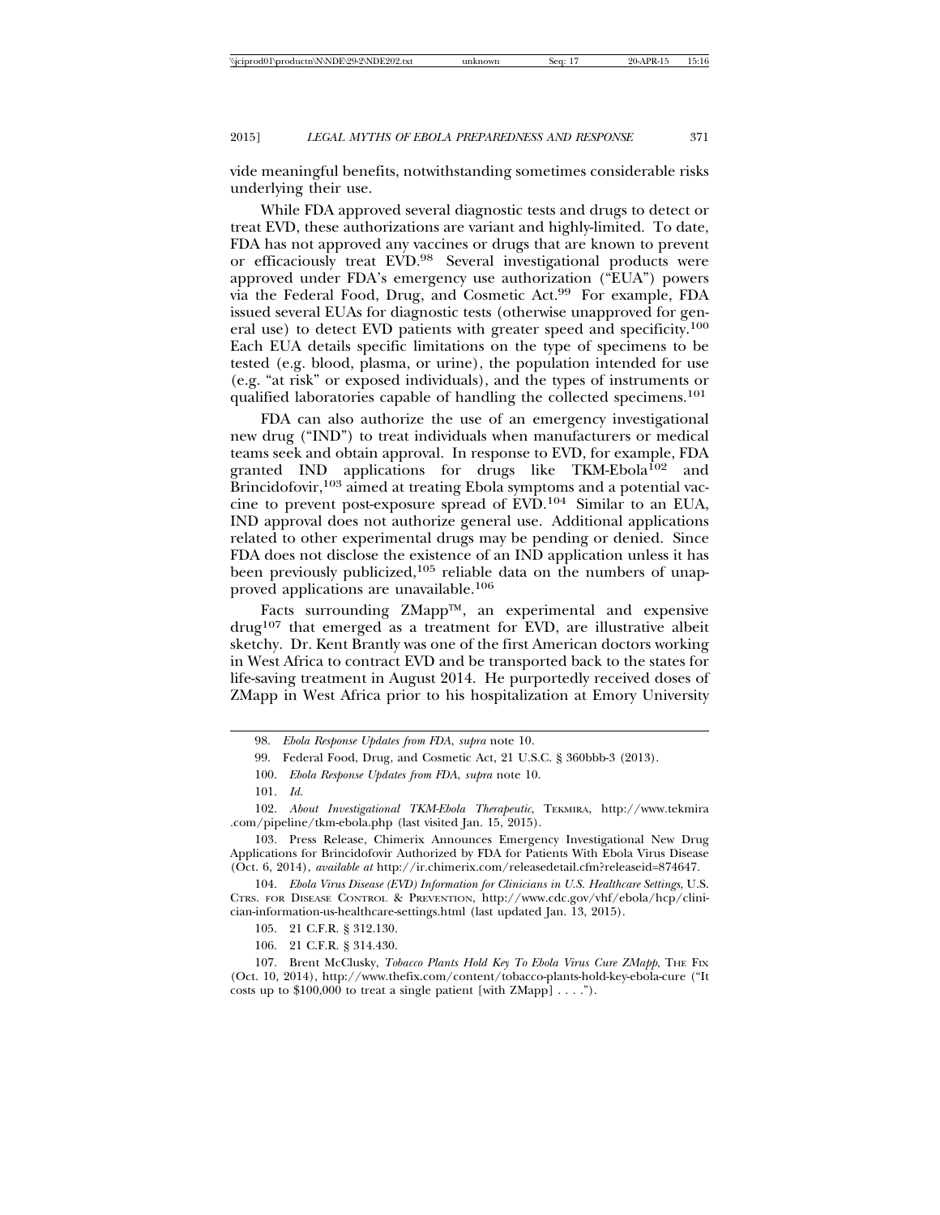vide meaningful benefits, notwithstanding sometimes considerable risks underlying their use.

While FDA approved several diagnostic tests and drugs to detect or treat EVD, these authorizations are variant and highly-limited. To date, FDA has not approved any vaccines or drugs that are known to prevent or efficaciously treat EVD.[98] Several investigational products were approved under FDA's emergency use authorization ("EUA") powers via the Federal Food, Drug, and Cosmetic Act.[99] For example, FDA issued several EUAs for diagnostic tests (otherwise unapproved for general use) to detect EVD patients with greater speed and specificity.[100] Each EUA details specific limitations on the type of specimens to be tested (e.g. blood, plasma, or urine), the population intended for use (e.g. "at risk" or exposed individuals), and the types of instruments or qualified laboratories capable of handling the collected specimens.[101]

FDA can also authorize the use of an emergency investigational new drug ("IND") to treat individuals when manufacturers or medical teams seek and obtain approval. In response to EVD, for example, FDA granted IND applications for drugs like TKM-Ebola[102] and Brincidofovir,[103] aimed at treating Ebola symptoms and a potential vaccine to prevent post-exposure spread of EVD.[104] Similar to an EUA, IND approval does not authorize general use. Additional applications related to other experimental drugs may be pending or denied. Since FDA does not disclose the existence of an IND application unless it has been previously publicized,[105] reliable data on the numbers of unapproved applications are unavailable.[106]

Facts surrounding ZMapp™, an experimental and expensive drug[107] that emerged as a treatment for EVD, are illustrative albeit sketchy. Dr. Kent Brantly was one of the first American doctors working in West Africa to contract EVD and be transported back to the states for life-saving treatment in August 2014. He purportedly received doses of ZMapp in West Africa prior to his hospitalization at Emory University

---

98. *Ebola Response Updates from FDA*, *supra* note 10.

99. Federal Food, Drug, and Cosmetic Act, 21 U.S.C. § 360bbb-3 (2013).

100. *Ebola Response Updates from FDA*, *supra* note 10.

101. *Id.*

102. *About Investigational TKM-Ebola Therapeutic*, TEKMIRA, http://www.tekmira.com/pipeline/tkm-ebola.php (last visited Jan. 15, 2015).

103. Press Release, Chimerix Announces Emergency Investigational New Drug Applications for Brincidofovir Authorized by FDA for Patients With Ebola Virus Disease (Oct. 6, 2014), *available at* http://ir.chimerix.com/releasedetail.cfm?releaseid=874647.

104. *Ebola Virus Disease (EVD) Information for Clinicians in U.S. Healthcare Settings*, U.S. CTRS. FOR DISEASE CONTROL & PREVENTION, http://www.cdc.gov/vhf/ebola/hcp/clinician-information-us-healthcare-settings.html (last updated Jan. 13, 2015).

105. 21 C.F.R. § 312.130.

106. 21 C.F.R. § 314.430.

107. Brent McClusky, *Tobacco Plants Hold Key To Ebola Virus Cure ZMapp*, THE FIX (Oct. 10, 2014), http://www.thefix.com/content/tobacco-plants-hold-key-ebola-cure ("It costs up to $100,000 to treat a single patient [with ZMapp] . . . .").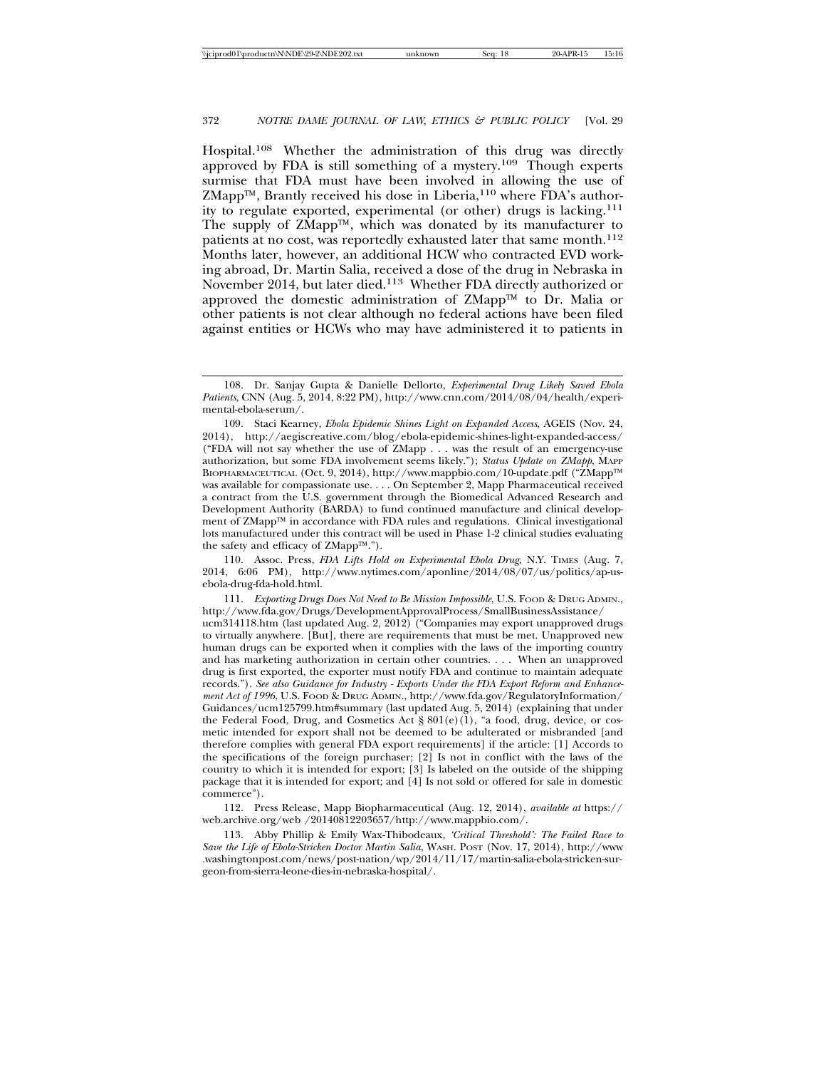Hospital.[108] Whether the administration of this drug was directly approved by FDA is still something of a mystery.[109] Though experts surmise that FDA must have been involved in allowing the use of ZMapp™, Brantly received his dose in Liberia,[110] where FDA's authority to regulate exported, experimental (or other) drugs is lacking.[111] The supply of ZMapp™, which was donated by its manufacturer to patients at no cost, was reportedly exhausted later that same month.[112] Months later, however, an additional HCW who contracted EVD working abroad, Dr. Martin Salia, received a dose of the drug in Nebraska in November 2014, but later died.[113] Whether FDA directly authorized or approved the domestic administration of ZMapp™ to Dr. Malia or other patients is not clear although no federal actions have been filed against entities or HCWs who may have administered it to patients in

---

108. Dr. Sanjay Gupta & Danielle Dellorto, *Experimental Drug Likely Saved Ebola Patients*, CNN (Aug. 5, 2014, 8:22 PM), http://www.cnn.com/2014/08/04/health/experimental-ebola-serum/.

109. Staci Kearney, *Ebola Epidemic Shines Light on Expanded Access*, AGEIS (Nov. 24, 2014), http://aegiscreative.com/blog/ebola-epidemic-shines-light-expanded-access/ ("FDA will not say whether the use of ZMapp . . . was the result of an emergency-use authorization, but some FDA involvement seems likely."); *Status Update on ZMapp*, MAPP BIOPHARMACEUTICAL (Oct. 9, 2014), http://www.mappbio.com/10-update.pdf ("ZMapp™ was available for compassionate use. . . . On September 2, Mapp Pharmaceutical received a contract from the U.S. government through the Biomedical Advanced Research and Development Authority (BARDA) to fund continued manufacture and clinical development of ZMapp™ in accordance with FDA rules and regulations. Clinical investigational lots manufactured under this contract will be used in Phase 1-2 clinical studies evaluating the safety and efficacy of ZMapp™.").

110. Assoc. Press, *FDA Lifts Hold on Experimental Ebola Drug*, N.Y. TIMES (Aug. 7, 2014, 6:06 PM), http://www.nytimes.com/aponline/2014/08/07/us/politics/ap-us-ebola-drug-fda-hold.html.

111. *Exporting Drugs Does Not Need to Be Mission Impossible*, U.S. FOOD & DRUG ADMIN., http://www.fda.gov/Drugs/DevelopmentApprovalProcess/SmallBusinessAssistance/ucm314118.htm (last updated Aug. 2, 2012) ("Companies may export unapproved drugs to virtually anywhere. [But], there are requirements that must be met. Unapproved new human drugs can be exported when it complies with the laws of the importing country and has marketing authorization in certain other countries. . . . When an unapproved drug is first exported, the exporter must notify FDA and continue to maintain adequate records."). *See also Guidance for Industry - Exports Under the FDA Export Reform and Enhancement Act of 1996*, U.S. FOOD & DRUG ADMIN., http://www.fda.gov/RegulatoryInformation/Guidances/ucm125799.htm#summary (last updated Aug. 5, 2014) (explaining that under the Federal Food, Drug, and Cosmetics Act § 801(e)(1), "a food, drug, device, or cosmetic intended for export shall not be deemed to be adulterated or misbranded [and therefore complies with general FDA export requirements] if the article: [1] Accords to the specifications of the foreign purchaser; [2] Is not in conflict with the laws of the country to which it is intended for export; [3] Is labeled on the outside of the shipping package that it is intended for export; and [4] Is not sold or offered for sale in domestic commerce").

112. Press Release, Mapp Biopharmaceutical (Aug. 12, 2014), *available at* https://web.archive.org/web /20140812203657/http://www.mappbio.com/.

113. Abby Phillip & Emily Wax-Thibodeaux, *'Critical Threshold': The Failed Race to Save the Life of Ebola-Stricken Doctor Martin Salia*, WASH. POST (Nov. 17, 2014), http://www.washingtonpost.com/news/post-nation/wp/2014/11/17/martin-salia-ebola-stricken-surgeon-from-sierra-leone-dies-in-nebraska-hospital/.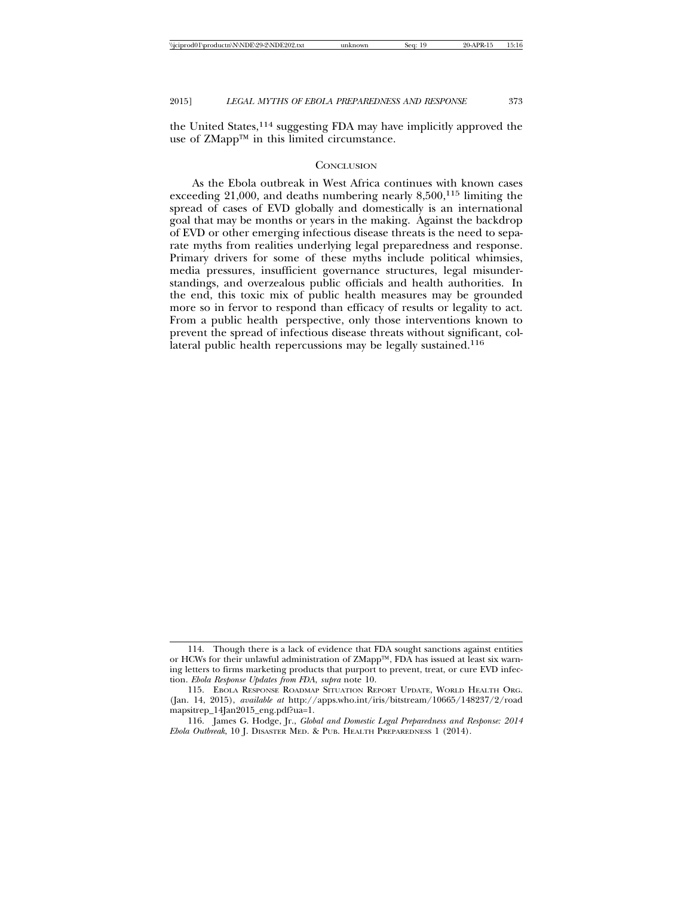the United States,[114] suggesting FDA may have implicitly approved the use of ZMapp™ in this limited circumstance.

## Conclusion

As the Ebola outbreak in West Africa continues with known cases exceeding 21,000, and deaths numbering nearly 8,500,[115] limiting the spread of cases of EVD globally and domestically is an international goal that may be months or years in the making. Against the backdrop of EVD or other emerging infectious disease threats is the need to separate myths from realities underlying legal preparedness and response. Primary drivers for some of these myths include political whimsies, media pressures, insufficient governance structures, legal misunderstandings, and overzealous public officials and health authorities. In the end, this toxic mix of public health measures may be grounded more so in fervor to respond than efficacy of results or legality to act. From a public health perspective, only those interventions known to prevent the spread of infectious disease threats without significant, collateral public health repercussions may be legally sustained.[116]

---

114. Though there is a lack of evidence that FDA sought sanctions against entities or HCWs for their unlawful administration of ZMapp™, FDA has issued at least six warning letters to firms marketing products that purport to prevent, treat, or cure EVD infection. *Ebola Response Updates from FDA*, *supra* note 10.

115. Ebola Response Roadmap Situation Report Update, World Health Org. (Jan. 14, 2015), *available at* http://apps.who.int/iris/bitstream/10665/148237/2/roadmapsitrep_14Jan2015_eng.pdf?ua=1.

116. James G. Hodge, Jr., *Global and Domestic Legal Preparedness and Response: 2014 Ebola Outbreak*, 10 J. Disaster Med. & Pub. Health Preparedness 1 (2014).